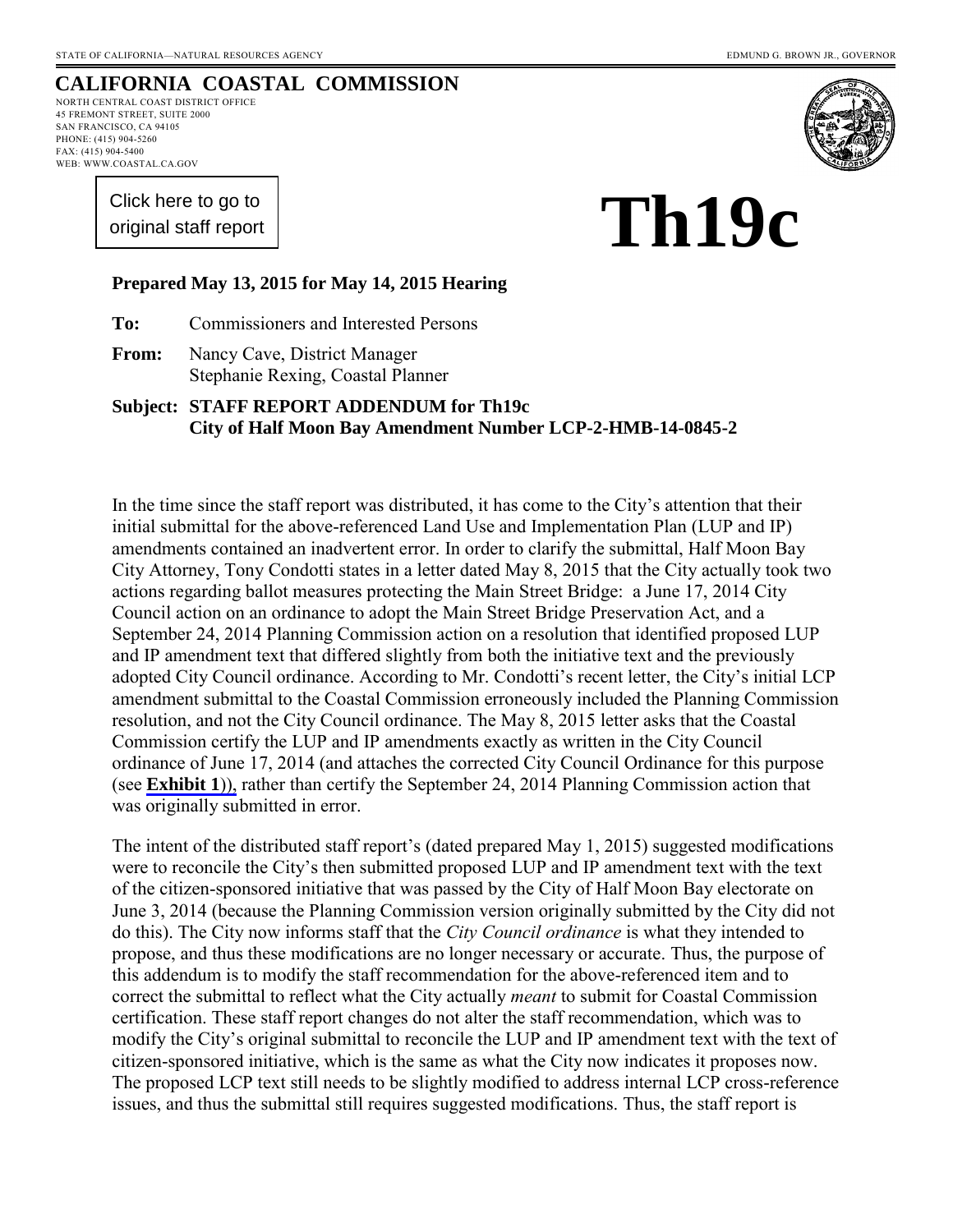STATE OF CALIFORNIA—NATURAL RESOURCES AGENCY EDMUND G. BROWN JR., GOVERNOR

# CALIFORNIA COASTAL COMMISSION

NORTH CENTRAL COAST DISTRICT OFFICE
45 FREMONT STREET, SUITE 2000
SAN FRANCISCO, CA 94105
PHONE: (415) 904-5260
FAX: (415) 904-5400
WEB: WWW.COASTAL.CA.GOV

Click here to go to original staff report

# Th19c

**Prepared May 13, 2015 for May 14, 2015 Hearing**

**To:** Commissioners and Interested Persons

**From:** Nancy Cave, District Manager
Stephanie Rexing, Coastal Planner

**Subject: STAFF REPORT ADDENDUM for Th19c**
**City of Half Moon Bay Amendment Number LCP-2-HMB-14-0845-2**

In the time since the staff report was distributed, it has come to the City's attention that their initial submittal for the above-referenced Land Use and Implementation Plan (LUP and IP) amendments contained an inadvertent error. In order to clarify the submittal, Half Moon Bay City Attorney, Tony Condotti states in a letter dated May 8, 2015 that the City actually took two actions regarding ballot measures protecting the Main Street Bridge: a June 17, 2014 City Council action on an ordinance to adopt the Main Street Bridge Preservation Act, and a September 24, 2014 Planning Commission action on a resolution that identified proposed LUP and IP amendment text that differed slightly from both the initiative text and the previously adopted City Council ordinance. According to Mr. Condotti's recent letter, the City's initial LCP amendment submittal to the Coastal Commission erroneously included the Planning Commission resolution, and not the City Council ordinance. The May 8, 2015 letter asks that the Coastal Commission certify the LUP and IP amendments exactly as written in the City Council ordinance of June 17, 2014 (and attaches the corrected City Council Ordinance for this purpose (see **Exhibit 1**)), rather than certify the September 24, 2014 Planning Commission action that was originally submitted in error.

The intent of the distributed staff report's (dated prepared May 1, 2015) suggested modifications were to reconcile the City's then submitted proposed LUP and IP amendment text with the text of the citizen-sponsored initiative that was passed by the City of Half Moon Bay electorate on June 3, 2014 (because the Planning Commission version originally submitted by the City did not do this). The City now informs staff that the *City Council ordinance* is what they intended to propose, and thus these modifications are no longer necessary or accurate. Thus, the purpose of this addendum is to modify the staff recommendation for the above-referenced item and to correct the submittal to reflect what the City actually *meant* to submit for Coastal Commission certification. These staff report changes do not alter the staff recommendation, which was to modify the City's original submittal to reconcile the LUP and IP amendment text with the text of citizen-sponsored initiative, which is the same as what the City now indicates it proposes now. The proposed LCP text still needs to be slightly modified to address internal LCP cross-reference issues, and thus the submittal still requires suggested modifications. Thus, the staff report is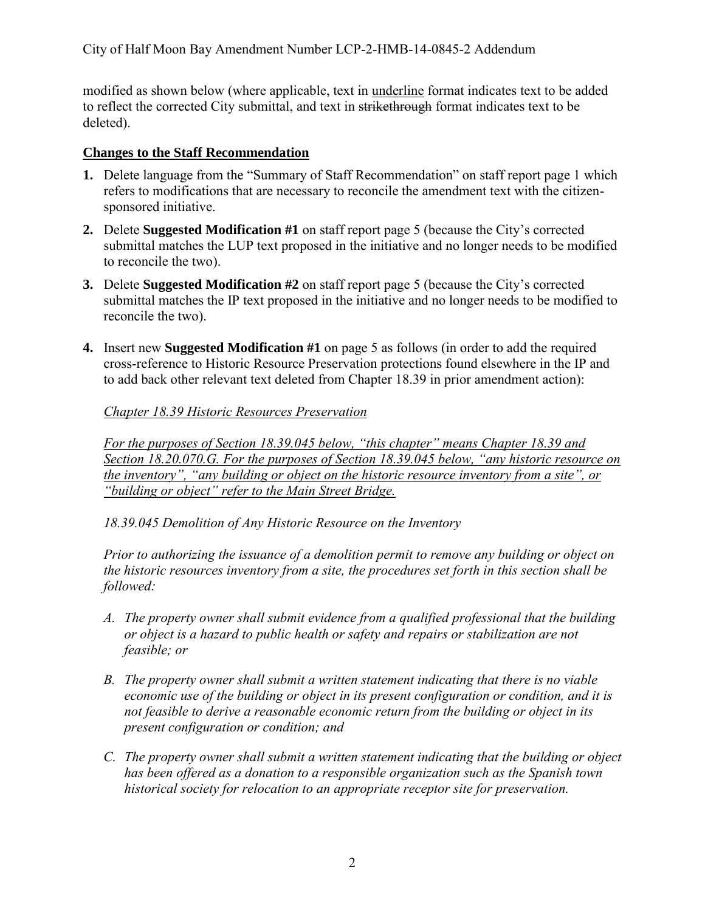modified as shown below (where applicable, text in <u>underline</u> format indicates text to be added to reflect the corrected City submittal, and text in ~~strikethrough~~ format indicates text to be deleted).

## <u>Changes to the Staff Recommendation</u>

1. Delete language from the "Summary of Staff Recommendation" on staff report page 1 which refers to modifications that are necessary to reconcile the amendment text with the citizen-sponsored initiative.

2. Delete **Suggested Modification #1** on staff report page 5 (because the City's corrected submittal matches the LUP text proposed in the initiative and no longer needs to be modified to reconcile the two).

3. Delete **Suggested Modification #2** on staff report page 5 (because the City's corrected submittal matches the IP text proposed in the initiative and no longer needs to be modified to reconcile the two).

4. Insert new **Suggested Modification #1** on page 5 as follows (in order to add the required cross-reference to Historic Resource Preservation protections found elsewhere in the IP and to add back other relevant text deleted from Chapter 18.39 in prior amendment action):

   *<u>Chapter 18.39 Historic Resources Preservation</u>*

   *<u>For the purposes of Section 18.39.045 below, "this chapter" means Chapter 18.39 and Section 18.20.070.G. For the purposes of Section 18.39.045 below, "any historic resource on the inventory", "any building or object on the historic resource inventory from a site", or "building or object" refer to the Main Street Bridge.</u>*

   *18.39.045 Demolition of Any Historic Resource on the Inventory*

   *Prior to authorizing the issuance of a demolition permit to remove any building or object on the historic resources inventory from a site, the procedures set forth in this section shall be followed:*

   *A. The property owner shall submit evidence from a qualified professional that the building or object is a hazard to public health or safety and repairs or stabilization are not feasible; or*

   *B. The property owner shall submit a written statement indicating that there is no viable economic use of the building or object in its present configuration or condition, and it is not feasible to derive a reasonable economic return from the building or object in its present configuration or condition; and*

   *C. The property owner shall submit a written statement indicating that the building or object has been offered as a donation to a responsible organization such as the Spanish town historical society for relocation to an appropriate receptor site for preservation.*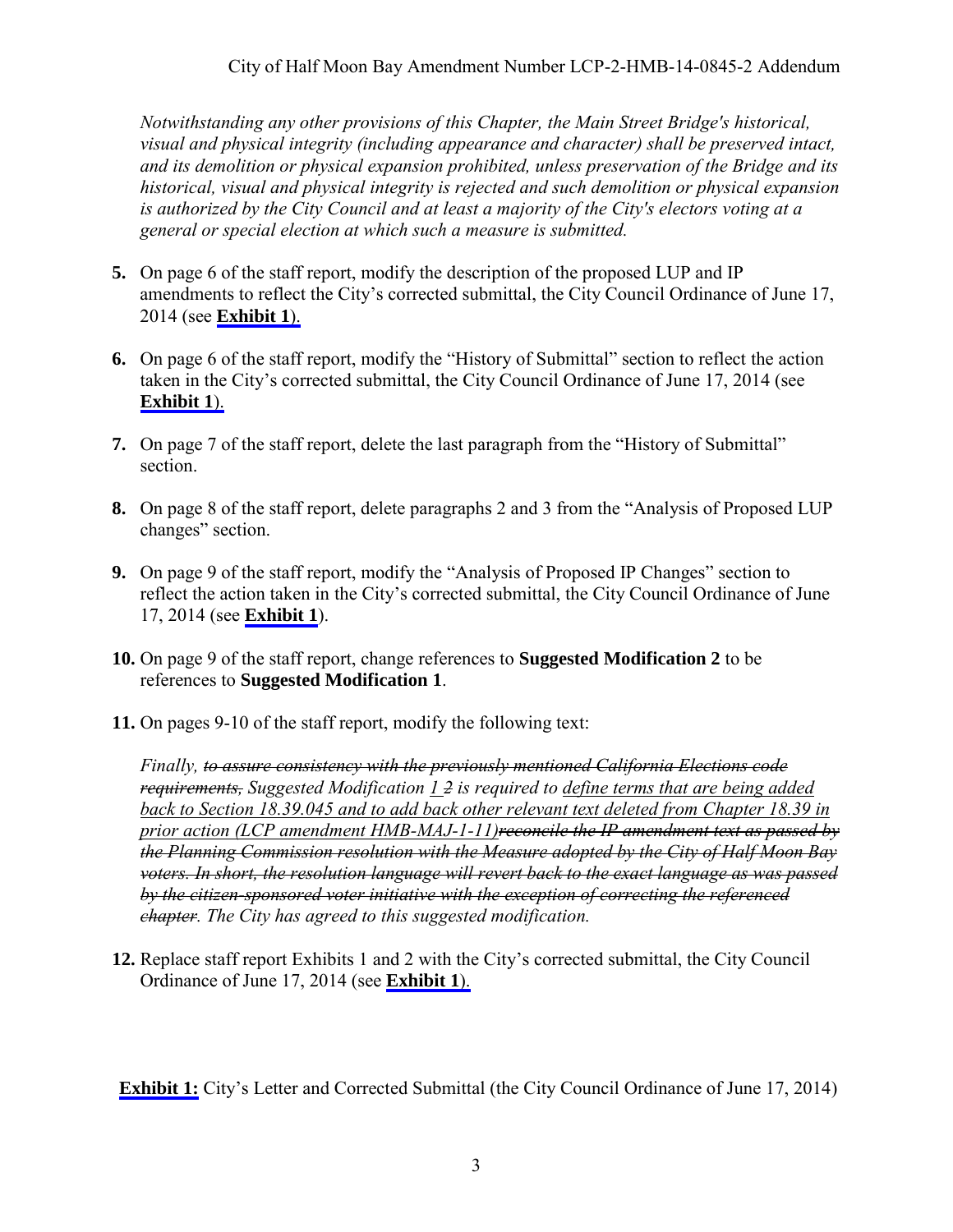*Notwithstanding any other provisions of this Chapter, the Main Street Bridge's historical, visual and physical integrity (including appearance and character) shall be preserved intact, and its demolition or physical expansion prohibited, unless preservation of the Bridge and its historical, visual and physical integrity is rejected and such demolition or physical expansion is authorized by the City Council and at least a majority of the City's electors voting at a general or special election at which such a measure is submitted.*

5. On page 6 of the staff report, modify the description of the proposed LUP and IP amendments to reflect the City's corrected submittal, the City Council Ordinance of June 17, 2014 (see **Exhibit 1**).

6. On page 6 of the staff report, modify the "History of Submittal" section to reflect the action taken in the City's corrected submittal, the City Council Ordinance of June 17, 2014 (see **Exhibit 1**).

7. On page 7 of the staff report, delete the last paragraph from the "History of Submittal" section.

8. On page 8 of the staff report, delete paragraphs 2 and 3 from the "Analysis of Proposed LUP changes" section.

9. On page 9 of the staff report, modify the "Analysis of Proposed IP Changes" section to reflect the action taken in the City's corrected submittal, the City Council Ordinance of June 17, 2014 (see **Exhibit 1**).

10. On page 9 of the staff report, change references to **Suggested Modification 2** to be references to **Suggested Modification 1**.

11. On pages 9-10 of the staff report, modify the following text:

    *Finally, ~~to assure consistency with the previously mentioned California Elections code requirements,~~ Suggested Modification <u>1</u> ~~2~~ is required to <u>define terms that are being added back to Section 18.39.045 and to add back other relevant text deleted from Chapter 18.39 in prior action (LCP amendment HMB-MAJ-1-11)</u>~~reconcile the IP amendment text as passed by the Planning Commission resolution with the Measure adopted by the City of Half Moon Bay voters. In short, the resolution language will revert back to the exact language as was passed by the citizen-sponsored voter initiative with the exception of correcting the referenced chapter~~. The City has agreed to this suggested modification.*

12. Replace staff report Exhibits 1 and 2 with the City's corrected submittal, the City Council Ordinance of June 17, 2014 (see **Exhibit 1**).

**Exhibit 1:** City's Letter and Corrected Submittal (the City Council Ordinance of June 17, 2014)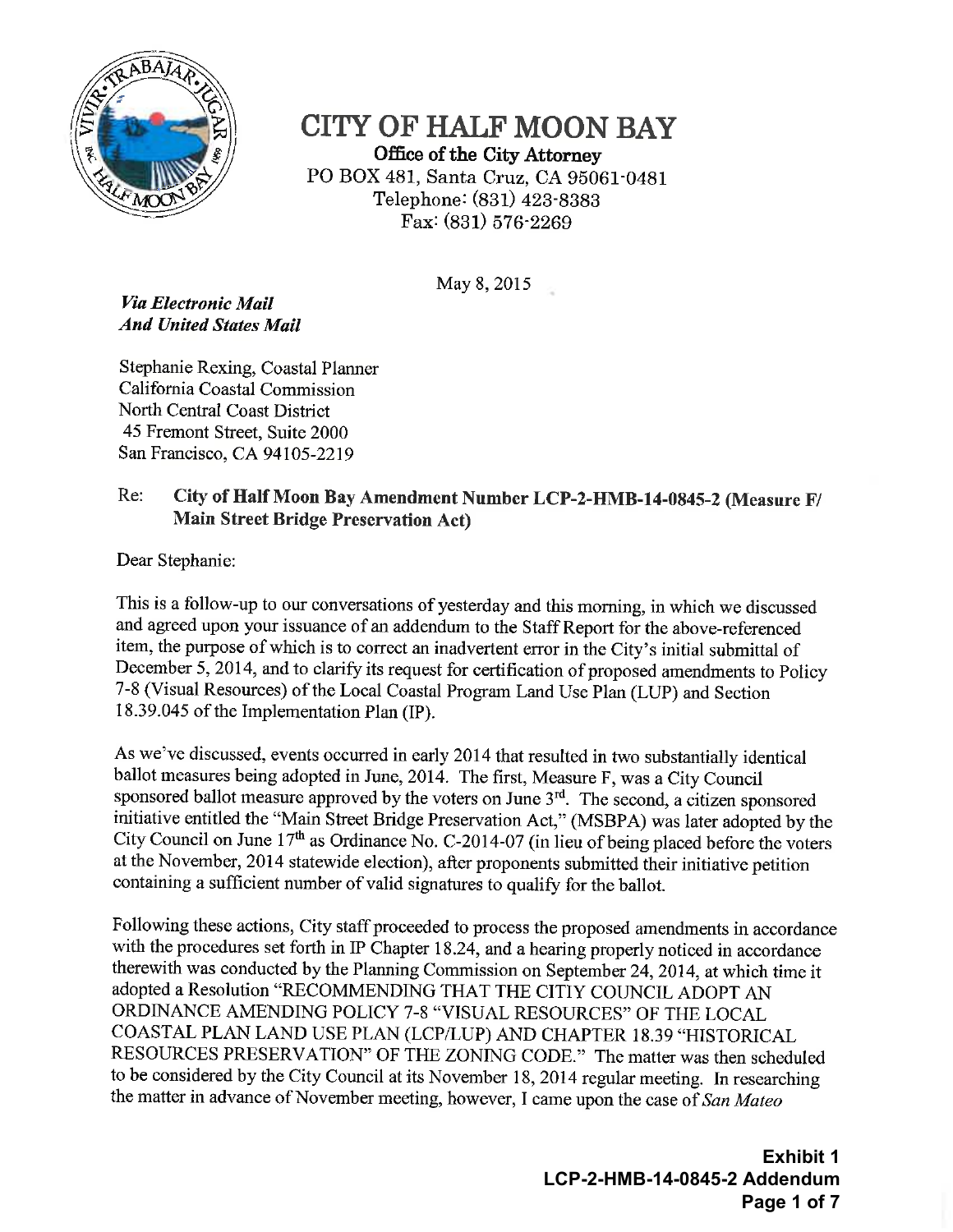# CITY OF HALF MOON BAY

**Office of the City Attorney**
PO BOX 481, Santa Cruz, CA 95061-0481
Telephone: (831) 423-8383
Fax: (831) 576-2269

May 8, 2015

***Via Electronic Mail***
***And United States Mail***

Stephanie Rexing, Coastal Planner
California Coastal Commission
North Central Coast District
45 Fremont Street, Suite 2000
San Francisco, CA 94105-2219

Re: **City of Half Moon Bay Amendment Number LCP-2-HMB-14-0845-2 (Measure F/ Main Street Bridge Preservation Act)**

Dear Stephanie:

This is a follow-up to our conversations of yesterday and this morning, in which we discussed and agreed upon your issuance of an addendum to the Staff Report for the above-referenced item, the purpose of which is to correct an inadvertent error in the City's initial submittal of December 5, 2014, and to clarify its request for certification of proposed amendments to Policy 7-8 (Visual Resources) of the Local Coastal Program Land Use Plan (LUP) and Section 18.39.045 of the Implementation Plan (IP).

As we've discussed, events occurred in early 2014 that resulted in two substantially identical ballot measures being adopted in June, 2014. The first, Measure F, was a City Council sponsored ballot measure approved by the voters on June 3rd. The second, a citizen sponsored initiative entitled the "Main Street Bridge Preservation Act," (MSBPA) was later adopted by the City Council on June 17th as Ordinance No. C-2014-07 (in lieu of being placed before the voters at the November, 2014 statewide election), after proponents submitted their initiative petition containing a sufficient number of valid signatures to qualify for the ballot.

Following these actions, City staff proceeded to process the proposed amendments in accordance with the procedures set forth in IP Chapter 18.24, and a hearing properly noticed in accordance therewith was conducted by the Planning Commission on September 24, 2014, at which time it adopted a Resolution "RECOMMENDING THAT THE CITIY COUNCIL ADOPT AN ORDINANCE AMENDING POLICY 7-8 "VISUAL RESOURCES" OF THE LOCAL COASTAL PLAN LAND USE PLAN (LCP/LUP) AND CHAPTER 18.39 "HISTORICAL RESOURCES PRESERVATION" OF THE ZONING CODE." The matter was then scheduled to be considered by the City Council at its November 18, 2014 regular meeting. In researching the matter in advance of November meeting, however, I came upon the case of *San Mateo*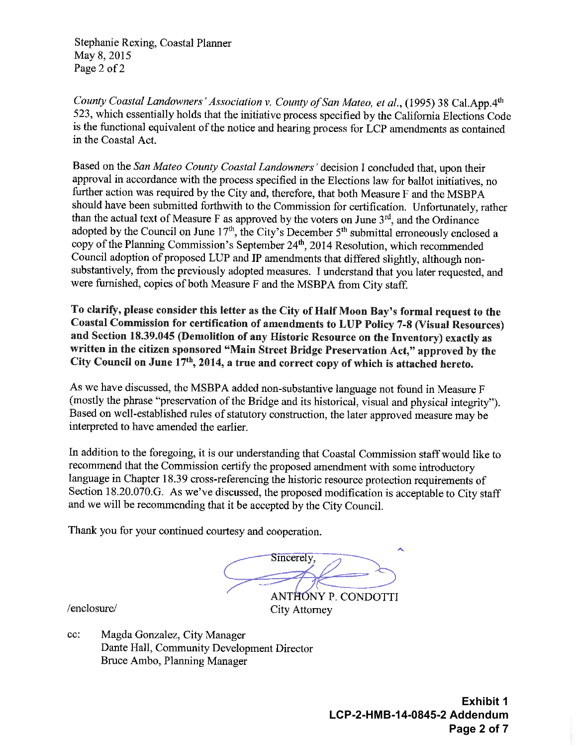*County Coastal Landowners' Association v. County of San Mateo, et al.*, (1995) 38 Cal.App.4th 523, which essentially holds that the initiative process specified by the California Elections Code is the functional equivalent of the notice and hearing process for LCP amendments as contained in the Coastal Act.

Based on the *San Mateo County Coastal Landowners'* decision I concluded that, upon their approval in accordance with the process specified in the Elections law for ballot initiatives, no further action was required by the City and, therefore, that both Measure F and the MSBPA should have been submitted forthwith to the Commission for certification. Unfortunately, rather than the actual text of Measure F as approved by the voters on June 3rd, and the Ordinance adopted by the Council on June 17th, the City's December 5th submittal erroneously enclosed a copy of the Planning Commission's September 24th, 2014 Resolution, which recommended Council adoption of proposed LUP and IP amendments that differed slightly, although non-substantively, from the previously adopted measures. I understand that you later requested, and were furnished, copies of both Measure F and the MSBPA from City staff.

**To clarify, please consider this letter as the City of Half Moon Bay's formal request to the Coastal Commission for certification of amendments to LUP Policy 7-8 (Visual Resources) and Section 18.39.045 (Demolition of any Historic Resource on the Inventory) exactly as written in the citizen sponsored "Main Street Bridge Preservation Act," approved by the City Council on June 17th, 2014, a true and correct copy of which is attached hereto.**

As we have discussed, the MSBPA added non-substantive language not found in Measure F (mostly the phrase "preservation of the Bridge and its historical, visual and physical integrity"). Based on well-established rules of statutory construction, the later approved measure may be interpreted to have amended the earlier.

In addition to the foregoing, it is our understanding that Coastal Commission staff would like to recommend that the Commission certify the proposed amendment with some introductory language in Chapter 18.39 cross-referencing the historic resource protection requirements of Section 18.20.070.G. As we've discussed, the proposed modification is acceptable to City staff and we will be recommending that it be accepted by the City Council.

Thank you for your continued courtesy and cooperation.

Sincerely,

ANTHONY P. CONDOTTI
City Attorney

/enclosure/

cc: Magda Gonzalez, City Manager
Dante Hall, Community Development Director
Bruce Ambo, Planning Manager

**Exhibit 1**
**LCP-2-HMB-14-0845-2 Addendum**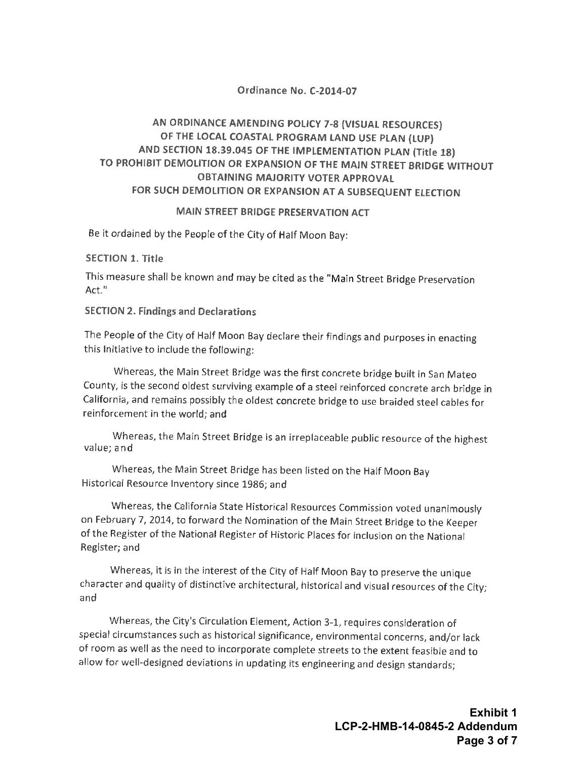Ordinance No. C-2014-07

# AN ORDINANCE AMENDING POLICY 7-8 (VISUAL RESOURCES) OF THE LOCAL COASTAL PROGRAM LAND USE PLAN (LUP) AND SECTION 18.39.045 OF THE IMPLEMENTATION PLAN (Title 18) TO PROHIBIT DEMOLITION OR EXPANSION OF THE MAIN STREET BRIDGE WITHOUT OBTAINING MAJORITY VOTER APPROVAL FOR SUCH DEMOLITION OR EXPANSION AT A SUBSEQUENT ELECTION

## MAIN STREET BRIDGE PRESERVATION ACT

Be it ordained by the People of the City of Half Moon Bay:

**SECTION 1. Title**

This measure shall be known and may be cited as the "Main Street Bridge Preservation Act."

**SECTION 2. Findings and Declarations**

The People of the City of Half Moon Bay declare their findings and purposes in enacting this Initiative to include the following:

Whereas, the Main Street Bridge was the first concrete bridge built in San Mateo County, is the second oldest surviving example of a steel reinforced concrete arch bridge in California, and remains possibly the oldest concrete bridge to use braided steel cables for reinforcement in the world; and

Whereas, the Main Street Bridge is an irreplaceable public resource of the highest value; and

Whereas, the Main Street Bridge has been listed on the Half Moon Bay Historical Resource Inventory since 1986; and

Whereas, the California State Historical Resources Commission voted unanimously on February 7, 2014, to forward the Nomination of the Main Street Bridge to the Keeper of the Register of the National Register of Historic Places for inclusion on the National Register; and

Whereas, it is in the interest of the City of Half Moon Bay to preserve the unique character and quality of distinctive architectural, historical and visual resources of the City; and

Whereas, the City's Circulation Element, Action 3-1, requires consideration of special circumstances such as historical significance, environmental concerns, and/or lack of room as well as the need to incorporate complete streets to the extent feasible and to allow for well-designed deviations in updating its engineering and design standards;

Exhibit 1
LCP-2-HMB-14-0845-2 Addendum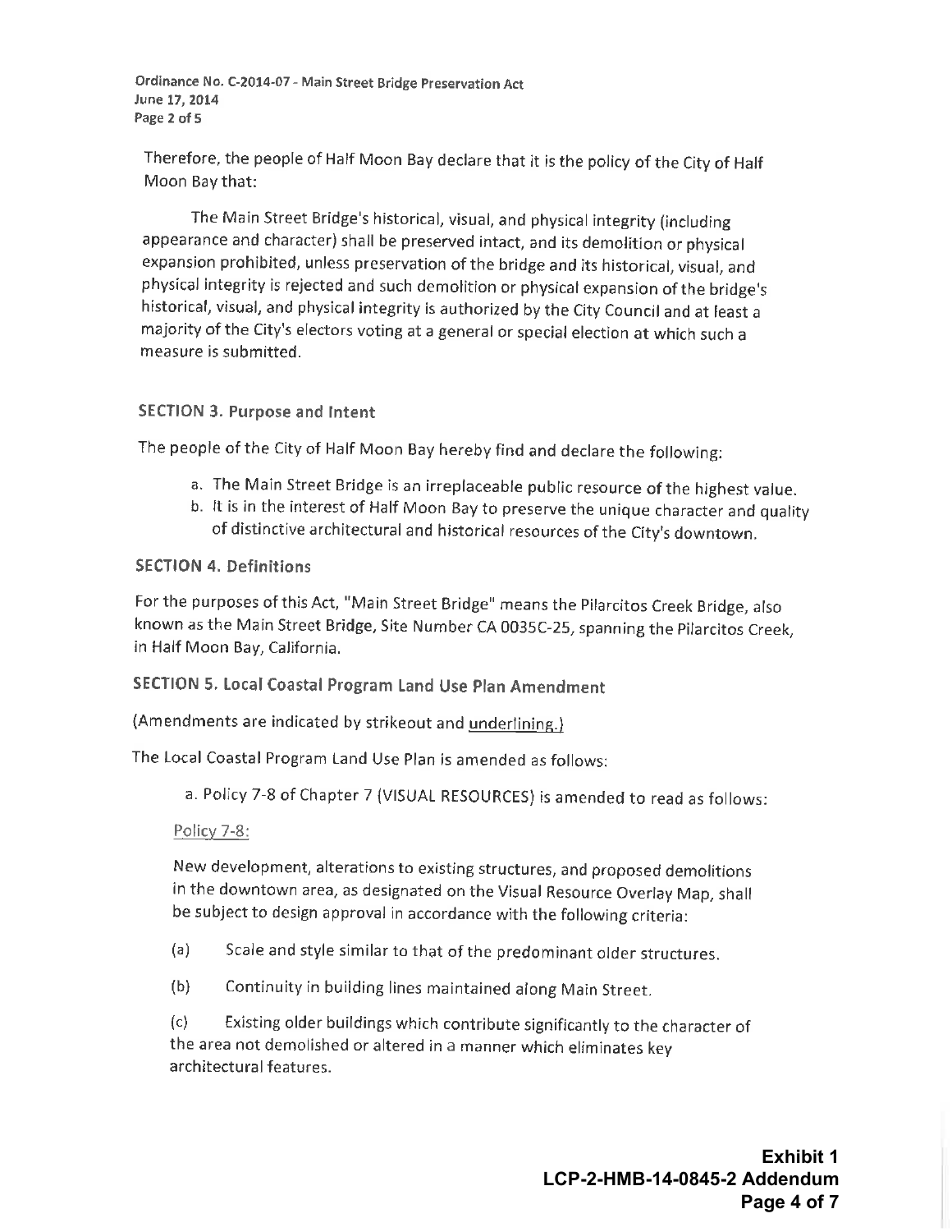Therefore, the people of Half Moon Bay declare that it is the policy of the City of Half Moon Bay that:

The Main Street Bridge's historical, visual, and physical integrity (including appearance and character) shall be preserved intact, and its demolition or physical expansion prohibited, unless preservation of the bridge and its historical, visual, and physical integrity is rejected and such demolition or physical expansion of the bridge's historical, visual, and physical integrity is authorized by the City Council and at least a majority of the City's electors voting at a general or special election at which such a measure is submitted.

### SECTION 3. Purpose and Intent

The people of the City of Half Moon Bay hereby find and declare the following:

a. The Main Street Bridge is an irreplaceable public resource of the highest value.
b. It is in the interest of Half Moon Bay to preserve the unique character and quality of distinctive architectural and historical resources of the City's downtown.

### SECTION 4. Definitions

For the purposes of this Act, "Main Street Bridge" means the Pilarcitos Creek Bridge, also known as the Main Street Bridge, Site Number CA 0035C-25, spanning the Pilarcitos Creek, in Half Moon Bay, California.

### SECTION 5. Local Coastal Program Land Use Plan Amendment

(Amendments are indicated by strikeout and <u>underlining</u>.)

The Local Coastal Program Land Use Plan is amended as follows:

a. Policy 7-8 of Chapter 7 (VISUAL RESOURCES) is amended to read as follows:

<u>Policy 7-8:</u>

New development, alterations to existing structures, and proposed demolitions in the downtown area, as designated on the Visual Resource Overlay Map, shall be subject to design approval in accordance with the following criteria:

(a) Scale and style similar to that of the predominant older structures.

(b) Continuity in building lines maintained along Main Street.

(c) Existing older buildings which contribute significantly to the character of the area not demolished or altered in a manner which eliminates key architectural features.

**Exhibit 1**
**LCP-2-HMB-14-0845-2 Addendum**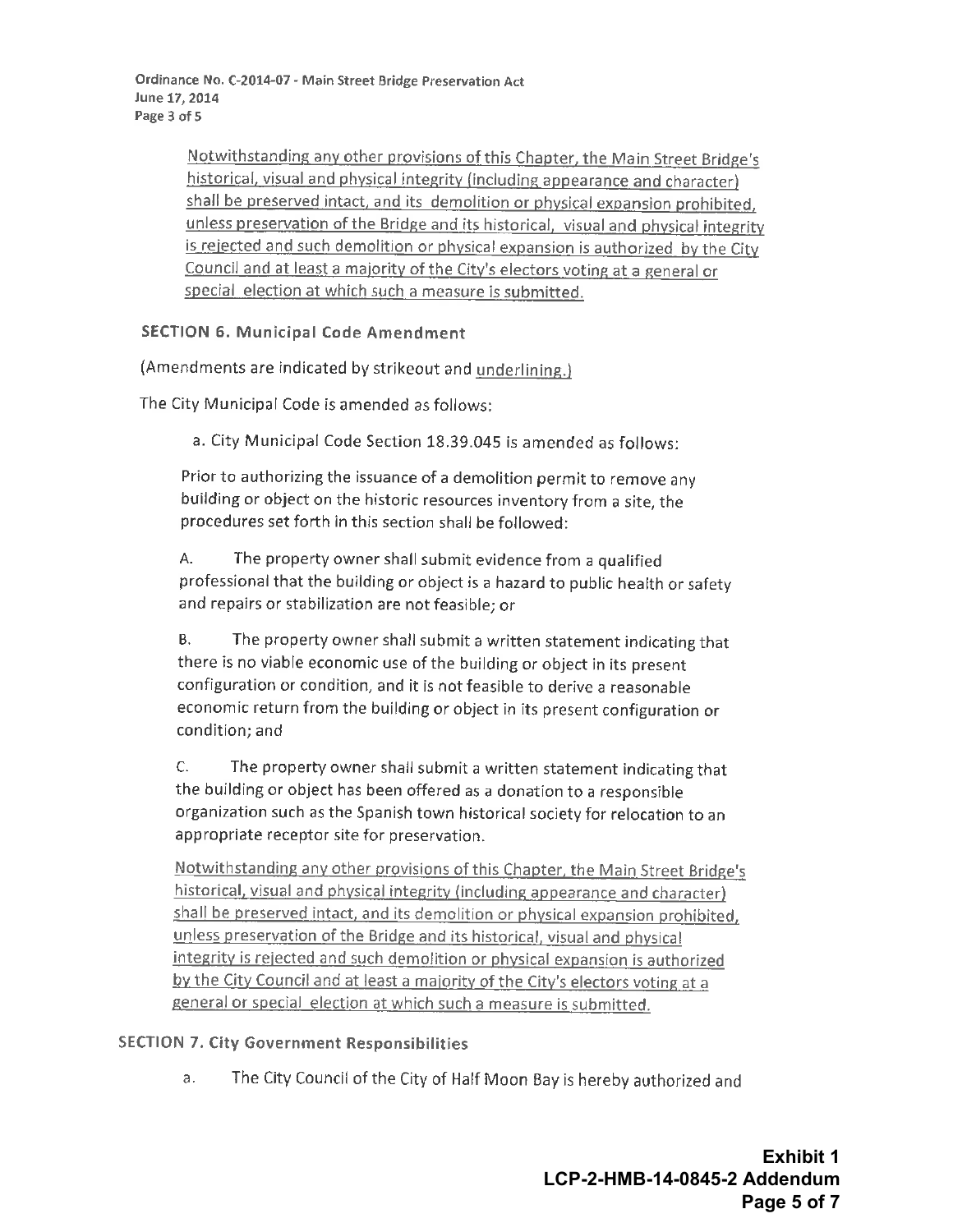Notwithstanding any other provisions of this Chapter, the Main Street Bridge's historical, visual and physical integrity (including appearance and character) shall be preserved intact, and its demolition or physical expansion prohibited, unless preservation of the Bridge and its historical, visual and physical integrity is rejected and such demolition or physical expansion is authorized by the City Council and at least a majority of the City's electors voting at a general or special election at which such a measure is submitted.

**SECTION 6. Municipal Code Amendment**

(Amendments are indicated by strikeout and underlining.)

The City Municipal Code is amended as follows:

a. City Municipal Code Section 18.39.045 is amended as follows:

Prior to authorizing the issuance of a demolition permit to remove any building or object on the historic resources inventory from a site, the procedures set forth in this section shall be followed:

A. The property owner shall submit evidence from a qualified professional that the building or object is a hazard to public health or safety and repairs or stabilization are not feasible; or

B. The property owner shall submit a written statement indicating that there is no viable economic use of the building or object in its present configuration or condition, and it is not feasible to derive a reasonable economic return from the building or object in its present configuration or condition; and

C. The property owner shall submit a written statement indicating that the building or object has been offered as a donation to a responsible organization such as the Spanish town historical society for relocation to an appropriate receptor site for preservation.

Notwithstanding any other provisions of this Chapter, the Main Street Bridge's historical, visual and physical integrity (including appearance and character) shall be preserved intact, and its demolition or physical expansion prohibited, unless preservation of the Bridge and its historical, visual and physical integrity is rejected and such demolition or physical expansion is authorized by the City Council and at least a majority of the City's electors voting at a general or special election at which such a measure is submitted.

**SECTION 7. City Government Responsibilities**

a. The City Council of the City of Half Moon Bay is hereby authorized and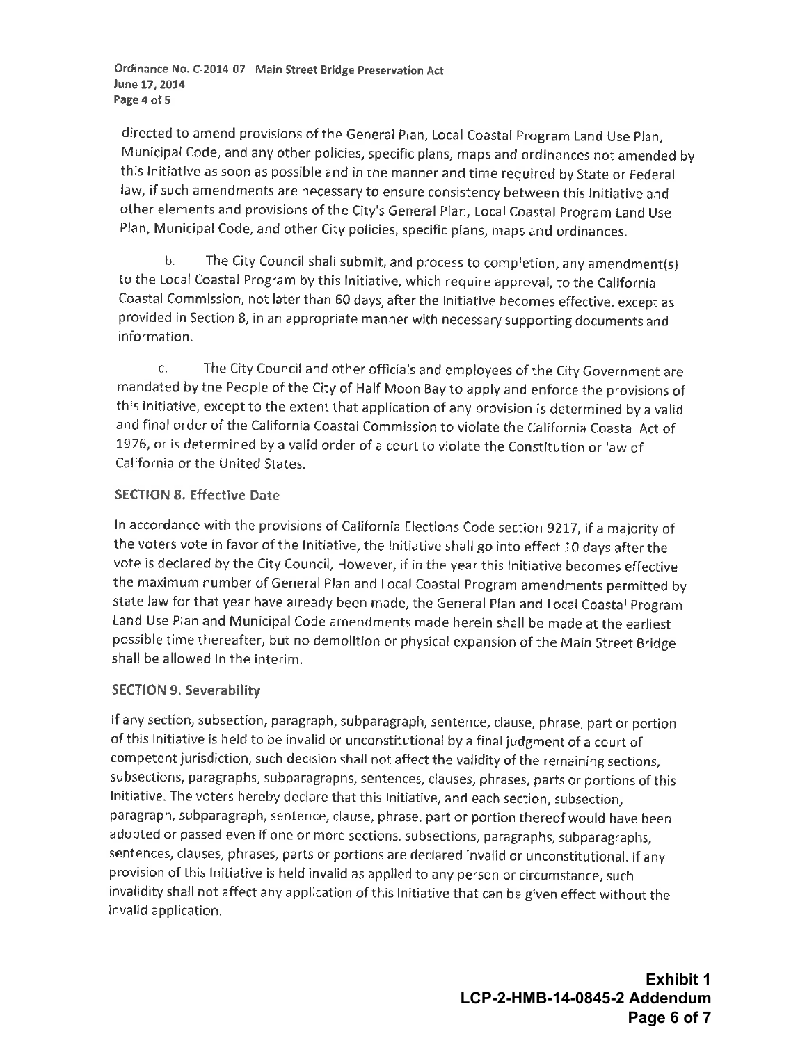directed to amend provisions of the General Plan, Local Coastal Program Land Use Plan, Municipal Code, and any other policies, specific plans, maps and ordinances not amended by this Initiative as soon as possible and in the manner and time required by State or Federal law, if such amendments are necessary to ensure consistency between this Initiative and other elements and provisions of the City's General Plan, Local Coastal Program Land Use Plan, Municipal Code, and other City policies, specific plans, maps and ordinances.

b. The City Council shall submit, and process to completion, any amendment(s) to the Local Coastal Program by this Initiative, which require approval, to the California Coastal Commission, not later than 60 days, after the Initiative becomes effective, except as provided in Section 8, in an appropriate manner with necessary supporting documents and information.

c. The City Council and other officials and employees of the City Government are mandated by the People of the City of Half Moon Bay to apply and enforce the provisions of this Initiative, except to the extent that application of any provision is determined by a valid and final order of the California Coastal Commission to violate the California Coastal Act of 1976, or is determined by a valid order of a court to violate the Constitution or law of California or the United States.

## SECTION 8. Effective Date

In accordance with the provisions of California Elections Code section 9217, if a majority of the voters vote in favor of the Initiative, the Initiative shall go into effect 10 days after the vote is declared by the City Council, However, if in the year this Initiative becomes effective the maximum number of General Plan and Local Coastal Program amendments permitted by state law for that year have already been made, the General Plan and Local Coastal Program Land Use Plan and Municipal Code amendments made herein shall be made at the earliest possible time thereafter, but no demolition or physical expansion of the Main Street Bridge shall be allowed in the interim.

## SECTION 9. Severability

If any section, subsection, paragraph, subparagraph, sentence, clause, phrase, part or portion of this Initiative is held to be invalid or unconstitutional by a final judgment of a court of competent jurisdiction, such decision shall not affect the validity of the remaining sections, subsections, paragraphs, subparagraphs, sentences, clauses, phrases, parts or portions of this Initiative. The voters hereby declare that this Initiative, and each section, subsection, paragraph, subparagraph, sentence, clause, phrase, part or portion thereof would have been adopted or passed even if one or more sections, subsections, paragraphs, subparagraphs, sentences, clauses, phrases, parts or portions are declared invalid or unconstitutional. If any provision of this Initiative is held invalid as applied to any person or circumstance, such invalidity shall not affect any application of this Initiative that can be given effect without the invalid application.

**Exhibit 1**
**LCP-2-HMB-14-0845-2 Addendum**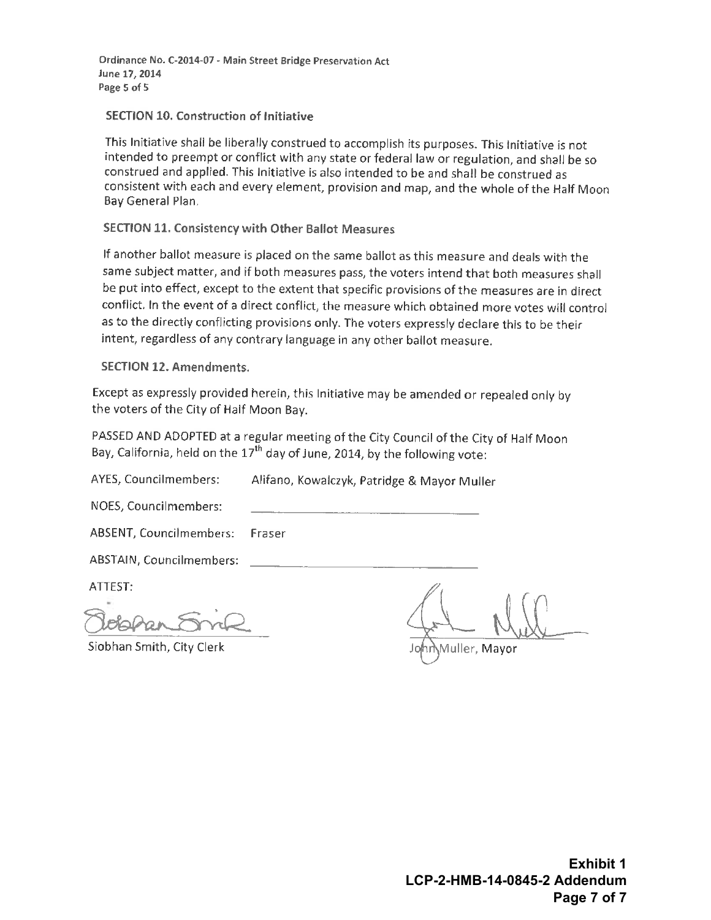### SECTION 10. Construction of Initiative

This Initiative shall be liberally construed to accomplish its purposes. This Initiative is not intended to preempt or conflict with any state or federal law or regulation, and shall be so construed and applied. This Initiative is also intended to be and shall be construed as consistent with each and every element, provision and map, and the whole of the Half Moon Bay General Plan.

### SECTION 11. Consistency with Other Ballot Measures

If another ballot measure is placed on the same ballot as this measure and deals with the same subject matter, and if both measures pass, the voters intend that both measures shall be put into effect, except to the extent that specific provisions of the measures are in direct conflict. In the event of a direct conflict, the measure which obtained more votes will control as to the directly conflicting provisions only. The voters expressly declare this to be their intent, regardless of any contrary language in any other ballot measure.

### SECTION 12. Amendments.

Except as expressly provided herein, this Initiative may be amended or repealed only by the voters of the City of Half Moon Bay.

PASSED AND ADOPTED at a regular meeting of the City Council of the City of Half Moon Bay, California, held on the 17th day of June, 2014, by the following vote:

AYES, Councilmembers: Alifano, Kowalczyk, Patridge & Mayor Muller

NOES, Councilmembers: \_\_\_\_\_\_\_\_\_\_\_\_\_\_\_\_\_\_\_\_

ABSENT, Councilmembers: Fraser

ABSTAIN, Councilmembers: \_\_\_\_\_\_\_\_\_\_\_\_\_\_\_\_\_\_\_\_

ATTEST:

Siobhan Smith, City Clerk

John Muller, Mayor

**Exhibit 1**
**LCP-2-HMB-14-0845-2 Addendum**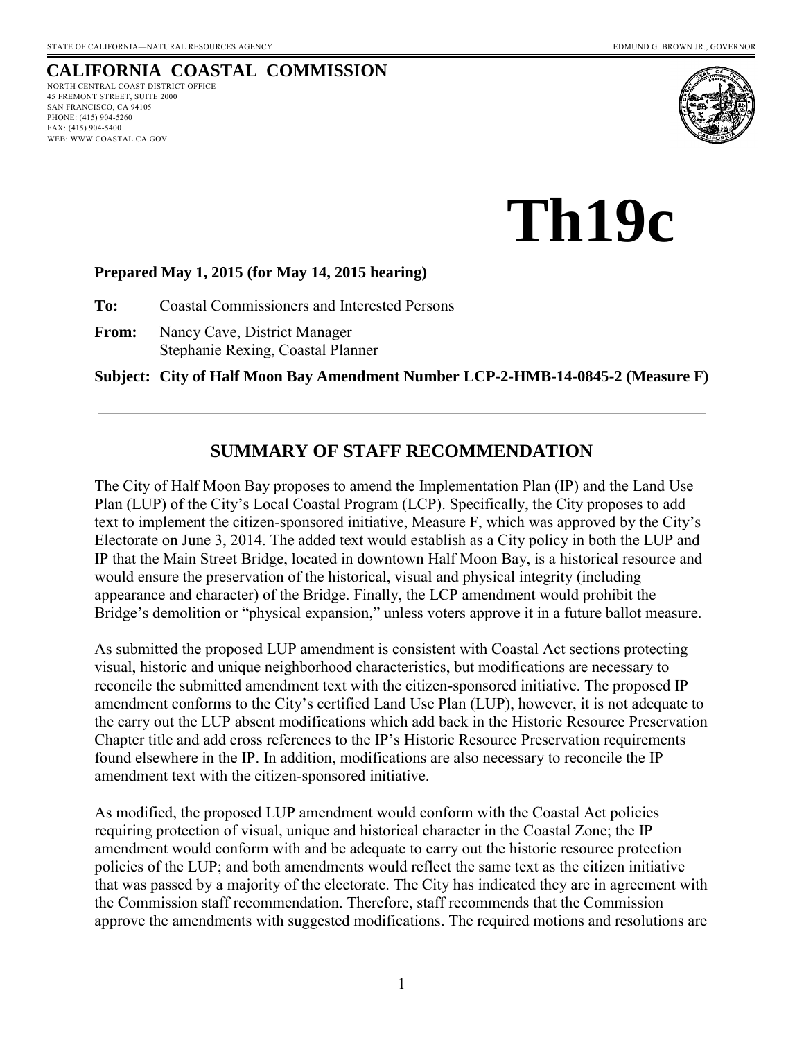STATE OF CALIFORNIA—NATURAL RESOURCES AGENCY EDMUND G. BROWN JR., GOVERNOR

# CALIFORNIA COASTAL COMMISSION

NORTH CENTRAL COAST DISTRICT OFFICE
45 FREMONT STREET, SUITE 2000
SAN FRANCISCO, CA 94105
PHONE: (415) 904-5260
FAX: (415) 904-5400
WEB: WWW.COASTAL.CA.GOV

# Th19c

**Prepared May 1, 2015 (for May 14, 2015 hearing)**

**To:** Coastal Commissioners and Interested Persons

**From:** Nancy Cave, District Manager
Stephanie Rexing, Coastal Planner

**Subject: City of Half Moon Bay Amendment Number LCP-2-HMB-14-0845-2 (Measure F)**

---

## SUMMARY OF STAFF RECOMMENDATION

The City of Half Moon Bay proposes to amend the Implementation Plan (IP) and the Land Use Plan (LUP) of the City's Local Coastal Program (LCP). Specifically, the City proposes to add text to implement the citizen-sponsored initiative, Measure F, which was approved by the City's Electorate on June 3, 2014. The added text would establish as a City policy in both the LUP and IP that the Main Street Bridge, located in downtown Half Moon Bay, is a historical resource and would ensure the preservation of the historical, visual and physical integrity (including appearance and character) of the Bridge. Finally, the LCP amendment would prohibit the Bridge's demolition or "physical expansion," unless voters approve it in a future ballot measure.

As submitted the proposed LUP amendment is consistent with Coastal Act sections protecting visual, historic and unique neighborhood characteristics, but modifications are necessary to reconcile the submitted amendment text with the citizen-sponsored initiative. The proposed IP amendment conforms to the City's certified Land Use Plan (LUP), however, it is not adequate to the carry out the LUP absent modifications which add back in the Historic Resource Preservation Chapter title and add cross references to the IP's Historic Resource Preservation requirements found elsewhere in the IP. In addition, modifications are also necessary to reconcile the IP amendment text with the citizen-sponsored initiative.

As modified, the proposed LUP amendment would conform with the Coastal Act policies requiring protection of visual, unique and historical character in the Coastal Zone; the IP amendment would conform with and be adequate to carry out the historic resource protection policies of the LUP; and both amendments would reflect the same text as the citizen initiative that was passed by a majority of the electorate. The City has indicated they are in agreement with the Commission staff recommendation. Therefore, staff recommends that the Commission approve the amendments with suggested modifications. The required motions and resolutions are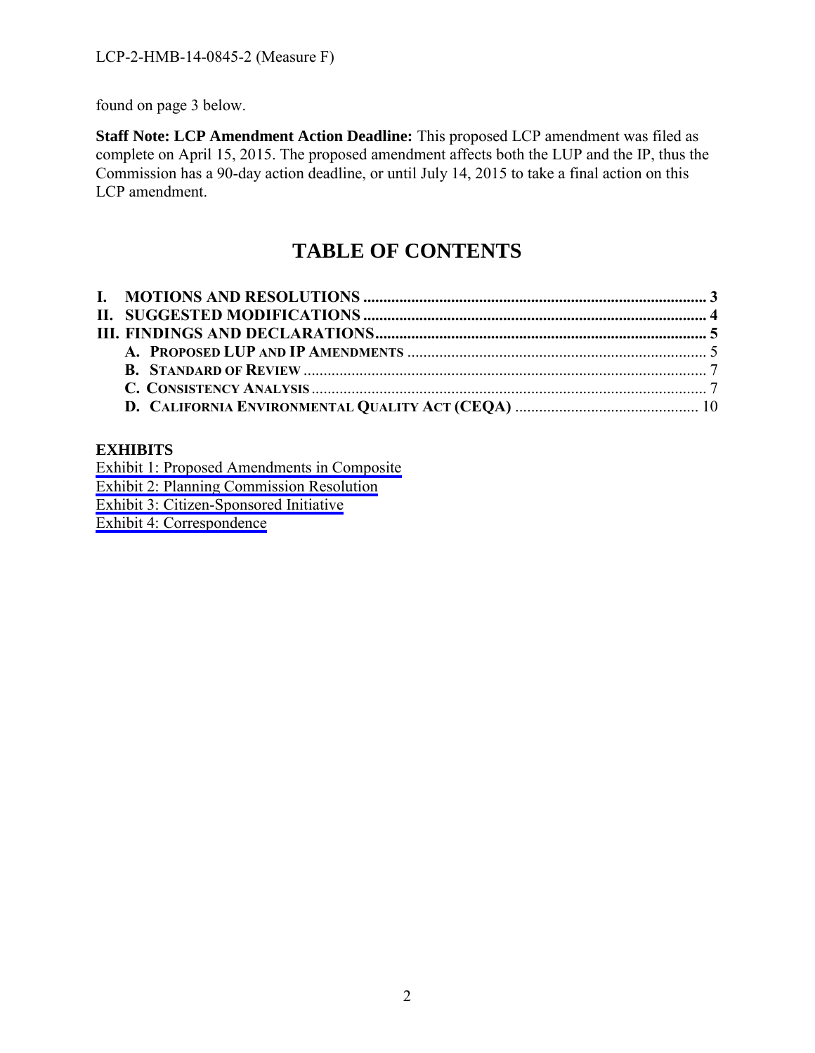found on page 3 below.

**Staff Note: LCP Amendment Action Deadline:** This proposed LCP amendment was filed as complete on April 15, 2015. The proposed amendment affects both the LUP and the IP, thus the Commission has a 90-day action deadline, or until July 14, 2015 to take a final action on this LCP amendment.

# TABLE OF CONTENTS

**I. MOTIONS AND RESOLUTIONS** ........................................................................ **3**
**II. SUGGESTED MODIFICATIONS** ........................................................................ **4**
**III. FINDINGS AND DECLARATIONS** ........................................................................ **5**
 **A. PROPOSED LUP AND IP AMENDMENTS** ........................................................................ 5
 **B. STANDARD OF REVIEW** ........................................................................ 7
 **C. CONSISTENCY ANALYSIS** ........................................................................ 7
 **D. CALIFORNIA ENVIRONMENTAL QUALITY ACT (CEQA)** ........................................ 10

**EXHIBITS**
Exhibit 1: Proposed Amendments in Composite
Exhibit 2: Planning Commission Resolution
Exhibit 3: Citizen-Sponsored Initiative
Exhibit 4: Correspondence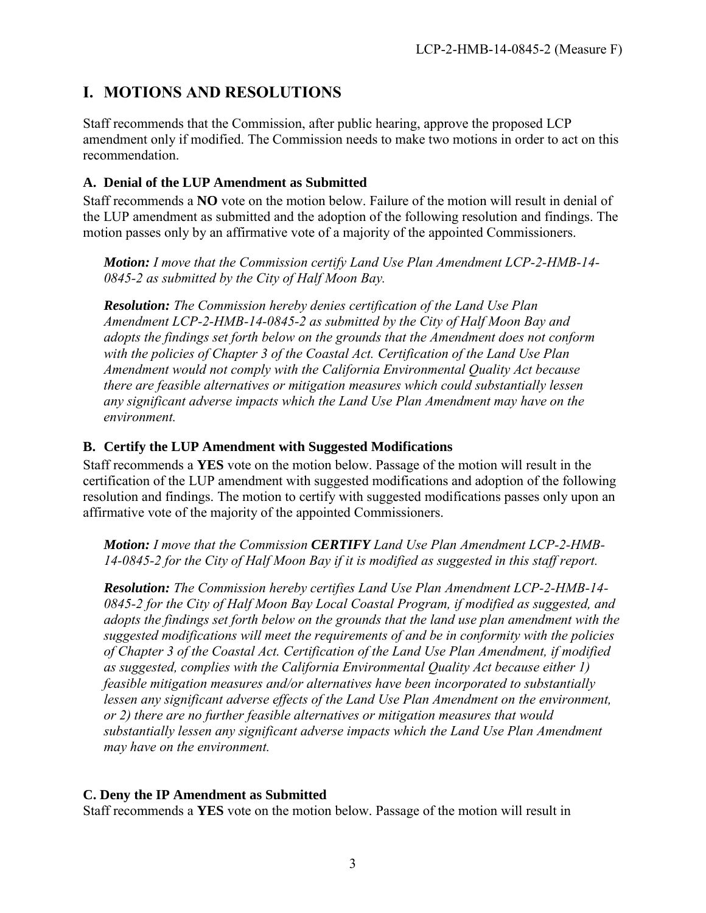## I. MOTIONS AND RESOLUTIONS

Staff recommends that the Commission, after public hearing, approve the proposed LCP amendment only if modified. The Commission needs to make two motions in order to act on this recommendation.

### A. Denial of the LUP Amendment as Submitted

Staff recommends a **NO** vote on the motion below. Failure of the motion will result in denial of the LUP amendment as submitted and the adoption of the following resolution and findings. The motion passes only by an affirmative vote of a majority of the appointed Commissioners.

> ***Motion:*** *I move that the Commission certify Land Use Plan Amendment LCP-2-HMB-14-0845-2 as submitted by the City of Half Moon Bay.*
>
> ***Resolution:*** *The Commission hereby denies certification of the Land Use Plan Amendment LCP-2-HMB-14-0845-2 as submitted by the City of Half Moon Bay and adopts the findings set forth below on the grounds that the Amendment does not conform with the policies of Chapter 3 of the Coastal Act. Certification of the Land Use Plan Amendment would not comply with the California Environmental Quality Act because there are feasible alternatives or mitigation measures which could substantially lessen any significant adverse impacts which the Land Use Plan Amendment may have on the environment.*

### B. Certify the LUP Amendment with Suggested Modifications

Staff recommends a **YES** vote on the motion below. Passage of the motion will result in the certification of the LUP amendment with suggested modifications and adoption of the following resolution and findings. The motion to certify with suggested modifications passes only upon an affirmative vote of the majority of the appointed Commissioners.

> ***Motion:*** *I move that the Commission **CERTIFY** Land Use Plan Amendment LCP-2-HMB-14-0845-2 for the City of Half Moon Bay if it is modified as suggested in this staff report.*
>
> ***Resolution:*** *The Commission hereby certifies Land Use Plan Amendment LCP-2-HMB-14-0845-2 for the City of Half Moon Bay Local Coastal Program, if modified as suggested, and adopts the findings set forth below on the grounds that the land use plan amendment with the suggested modifications will meet the requirements of and be in conformity with the policies of Chapter 3 of the Coastal Act. Certification of the Land Use Plan Amendment, if modified as suggested, complies with the California Environmental Quality Act because either 1) feasible mitigation measures and/or alternatives have been incorporated to substantially lessen any significant adverse effects of the Land Use Plan Amendment on the environment, or 2) there are no further feasible alternatives or mitigation measures that would substantially lessen any significant adverse impacts which the Land Use Plan Amendment may have on the environment.*

### C. Deny the IP Amendment as Submitted

Staff recommends a **YES** vote on the motion below. Passage of the motion will result in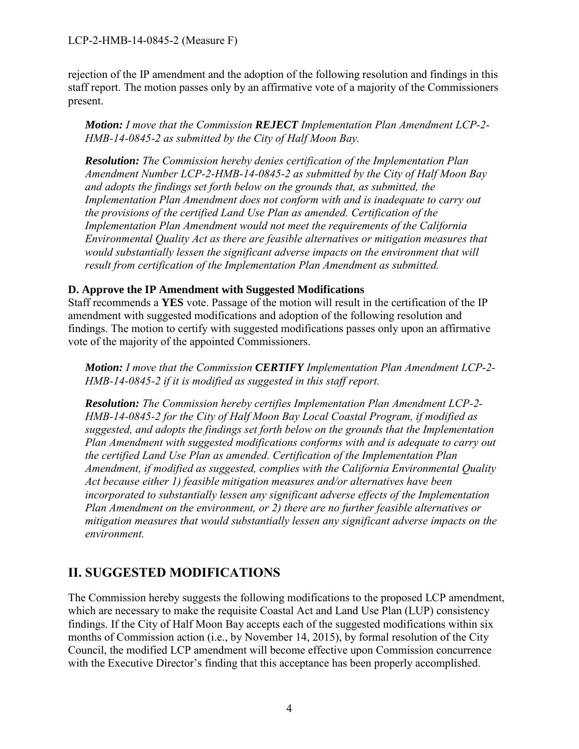rejection of the IP amendment and the adoption of the following resolution and findings in this staff report. The motion passes only by an affirmative vote of a majority of the Commissioners present.

> ***Motion:*** *I move that the Commission* ***REJECT*** *Implementation Plan Amendment LCP-2-HMB-14-0845-2 as submitted by the City of Half Moon Bay.*
>
> ***Resolution:*** *The Commission hereby denies certification of the Implementation Plan Amendment Number LCP-2-HMB-14-0845-2 as submitted by the City of Half Moon Bay and adopts the findings set forth below on the grounds that, as submitted, the Implementation Plan Amendment does not conform with and is inadequate to carry out the provisions of the certified Land Use Plan as amended. Certification of the Implementation Plan Amendment would not meet the requirements of the California Environmental Quality Act as there are feasible alternatives or mitigation measures that would substantially lessen the significant adverse impacts on the environment that will result from certification of the Implementation Plan Amendment as submitted.*

**D. Approve the IP Amendment with Suggested Modifications**

Staff recommends a **YES** vote. Passage of the motion will result in the certification of the IP amendment with suggested modifications and adoption of the following resolution and findings. The motion to certify with suggested modifications passes only upon an affirmative vote of the majority of the appointed Commissioners.

> ***Motion:*** *I move that the Commission* ***CERTIFY*** *Implementation Plan Amendment LCP-2-HMB-14-0845-2 if it is modified as suggested in this staff report.*
>
> ***Resolution:*** *The Commission hereby certifies Implementation Plan Amendment LCP-2-HMB-14-0845-2 for the City of Half Moon Bay Local Coastal Program, if modified as suggested, and adopts the findings set forth below on the grounds that the Implementation Plan Amendment with suggested modifications conforms with and is adequate to carry out the certified Land Use Plan as amended. Certification of the Implementation Plan Amendment, if modified as suggested, complies with the California Environmental Quality Act because either 1) feasible mitigation measures and/or alternatives have been incorporated to substantially lessen any significant adverse effects of the Implementation Plan Amendment on the environment, or 2) there are no further feasible alternatives or mitigation measures that would substantially lessen any significant adverse impacts on the environment.*

## II. SUGGESTED MODIFICATIONS

The Commission hereby suggests the following modifications to the proposed LCP amendment, which are necessary to make the requisite Coastal Act and Land Use Plan (LUP) consistency findings. If the City of Half Moon Bay accepts each of the suggested modifications within six months of Commission action (i.e., by November 14, 2015), by formal resolution of the City Council, the modified LCP amendment will become effective upon Commission concurrence with the Executive Director's finding that this acceptance has been properly accomplished.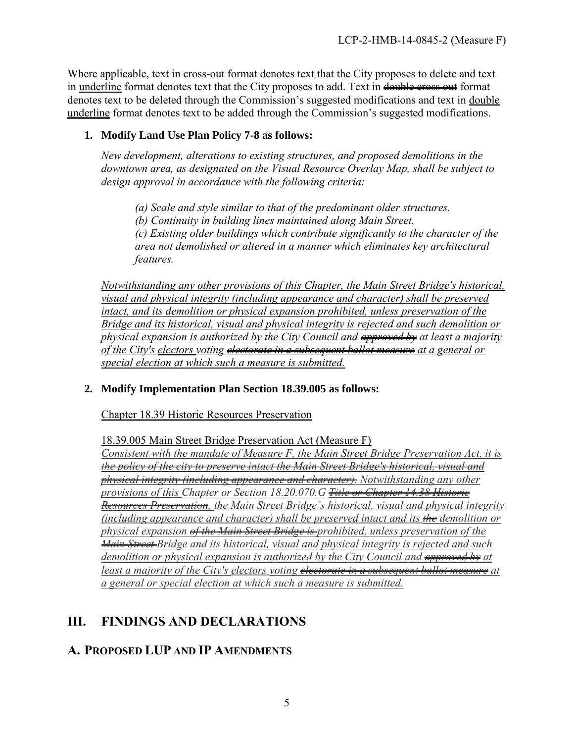Where applicable, text in ~~cross-out~~ format denotes text that the City proposes to delete and text in <u>underline</u> format denotes text that the City proposes to add. Text in ~~double cross out~~ format denotes text to be deleted through the Commission's suggested modifications and text in <u>double underline</u> format denotes text to be added through the Commission's suggested modifications.

**1. Modify Land Use Plan Policy 7-8 as follows:**

*New development, alterations to existing structures, and proposed demolitions in the downtown area, as designated on the Visual Resource Overlay Map, shall be subject to design approval in accordance with the following criteria:*

> *(a) Scale and style similar to that of the predominant older structures.*
> *(b) Continuity in building lines maintained along Main Street.*
> *(c) Existing older buildings which contribute significantly to the character of the area not demolished or altered in a manner which eliminates key architectural features.*

*<u>Notwithstanding any other provisions of this Chapter, the Main Street Bridge's historical, visual and physical integrity (including appearance and character) shall be preserved intact, and its demolition or physical expansion prohibited, unless preservation of the Bridge and its historical, visual and physical integrity is rejected and such demolition or physical expansion is authorized by the City Council and ~~approved by~~ at least a majority of the City's electors voting ~~electorate in a subsequent ballot measure~~ at a general or special election at which such a measure is submitted.</u>*

**2. Modify Implementation Plan Section 18.39.005 as follows:**

<u>Chapter 18.39 Historic Resources Preservation</u>

<u>18.39.005 Main Street Bridge Preservation Act (Measure F)</u>
*<u>~~Consistent with the mandate of Measure F, the Main Street Bridge Preservation Act, it is the policy of the city to preserve intact the Main Street Bridge's historical, visual and physical integrity (including appearance and character).~~ Notwithstanding any other provisions of this Chapter or Section 18.20.070.G ~~Title or Chapter 14.38 Historic Resources Preservation~~, the Main Street Bridge's historical, visual and physical integrity (including appearance and character) shall be preserved intact and its ~~the~~ demolition or physical expansion ~~of the Main Street Bridge is~~ prohibited, unless preservation of the ~~Main Street~~ Bridge and its historical, visual and physical integrity is rejected and such demolition or physical expansion is authorized by the City Council and ~~approved by~~ at least a majority of the City's electors voting ~~electorate in a subsequent ballot measure~~ at a general or special election at which such a measure is submitted.</u>*

# III. FINDINGS AND DECLARATIONS

## A. PROPOSED LUP AND IP AMENDMENTS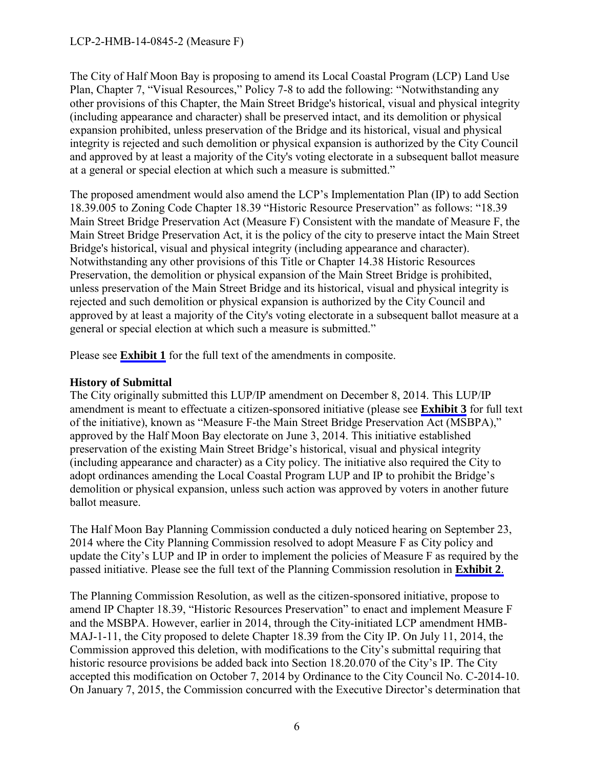The City of Half Moon Bay is proposing to amend its Local Coastal Program (LCP) Land Use Plan, Chapter 7, "Visual Resources," Policy 7-8 to add the following: "Notwithstanding any other provisions of this Chapter, the Main Street Bridge's historical, visual and physical integrity (including appearance and character) shall be preserved intact, and its demolition or physical expansion prohibited, unless preservation of the Bridge and its historical, visual and physical integrity is rejected and such demolition or physical expansion is authorized by the City Council and approved by at least a majority of the City's voting electorate in a subsequent ballot measure at a general or special election at which such a measure is submitted."

The proposed amendment would also amend the LCP's Implementation Plan (IP) to add Section 18.39.005 to Zoning Code Chapter 18.39 "Historic Resource Preservation" as follows: "18.39 Main Street Bridge Preservation Act (Measure F) Consistent with the mandate of Measure F, the Main Street Bridge Preservation Act, it is the policy of the city to preserve intact the Main Street Bridge's historical, visual and physical integrity (including appearance and character). Notwithstanding any other provisions of this Title or Chapter 14.38 Historic Resources Preservation, the demolition or physical expansion of the Main Street Bridge is prohibited, unless preservation of the Main Street Bridge and its historical, visual and physical integrity is rejected and such demolition or physical expansion is authorized by the City Council and approved by at least a majority of the City's voting electorate in a subsequent ballot measure at a general or special election at which such a measure is submitted."

Please see **Exhibit 1** for the full text of the amendments in composite.

**History of Submittal**

The City originally submitted this LUP/IP amendment on December 8, 2014. This LUP/IP amendment is meant to effectuate a citizen-sponsored initiative (please see **Exhibit 3** for full text of the initiative), known as "Measure F-the Main Street Bridge Preservation Act (MSBPA)," approved by the Half Moon Bay electorate on June 3, 2014. This initiative established preservation of the existing Main Street Bridge's historical, visual and physical integrity (including appearance and character) as a City policy. The initiative also required the City to adopt ordinances amending the Local Coastal Program LUP and IP to prohibit the Bridge's demolition or physical expansion, unless such action was approved by voters in another future ballot measure.

The Half Moon Bay Planning Commission conducted a duly noticed hearing on September 23, 2014 where the City Planning Commission resolved to adopt Measure F as City policy and update the City's LUP and IP in order to implement the policies of Measure F as required by the passed initiative. Please see the full text of the Planning Commission resolution in **Exhibit 2**.

The Planning Commission Resolution, as well as the citizen-sponsored initiative, propose to amend IP Chapter 18.39, "Historic Resources Preservation" to enact and implement Measure F and the MSBPA. However, earlier in 2014, through the City-initiated LCP amendment HMB-MAJ-1-11, the City proposed to delete Chapter 18.39 from the City IP. On July 11, 2014, the Commission approved this deletion, with modifications to the City's submittal requiring that historic resource provisions be added back into Section 18.20.070 of the City's IP. The City accepted this modification on October 7, 2014 by Ordinance to the City Council No. C-2014-10. On January 7, 2015, the Commission concurred with the Executive Director's determination that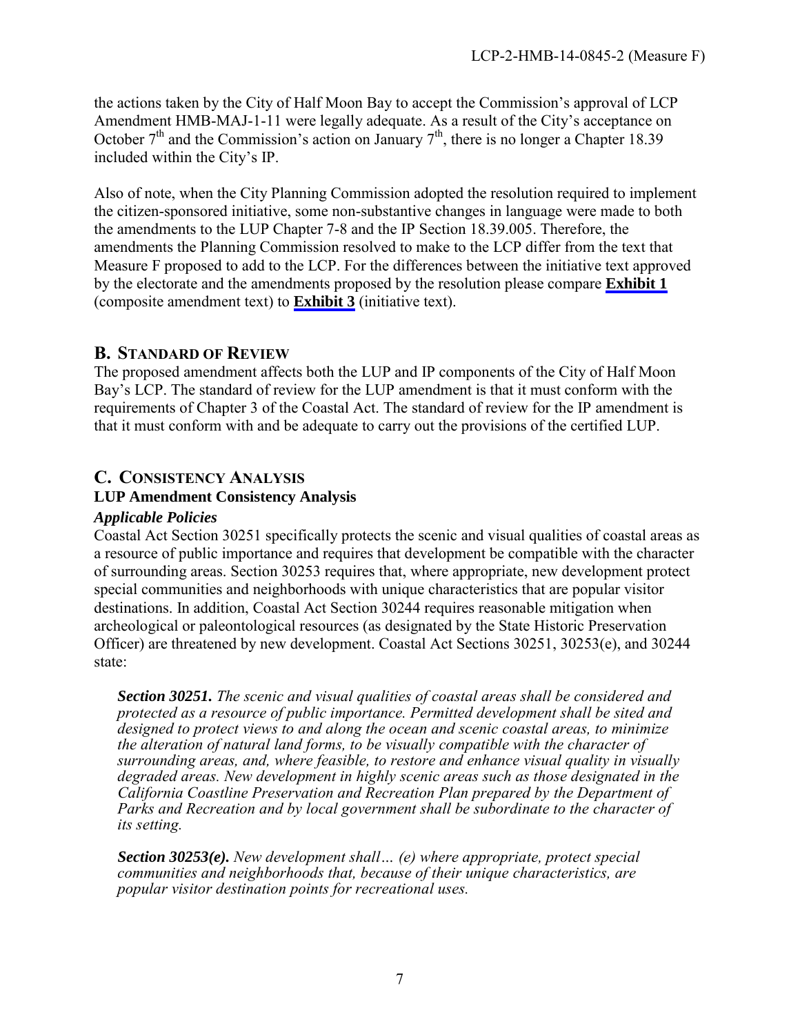the actions taken by the City of Half Moon Bay to accept the Commission's approval of LCP Amendment HMB-MAJ-1-11 were legally adequate. As a result of the City's acceptance on October 7th and the Commission's action on January 7th, there is no longer a Chapter 18.39 included within the City's IP.

Also of note, when the City Planning Commission adopted the resolution required to implement the citizen-sponsored initiative, some non-substantive changes in language were made to both the amendments to the LUP Chapter 7-8 and the IP Section 18.39.005. Therefore, the amendments the Planning Commission resolved to make to the LCP differ from the text that Measure F proposed to add to the LCP. For the differences between the initiative text approved by the electorate and the amendments proposed by the resolution please compare **Exhibit 1** (composite amendment text) to **Exhibit 3** (initiative text).

## B. STANDARD OF REVIEW

The proposed amendment affects both the LUP and IP components of the City of Half Moon Bay's LCP. The standard of review for the LUP amendment is that it must conform with the requirements of Chapter 3 of the Coastal Act. The standard of review for the IP amendment is that it must conform with and be adequate to carry out the provisions of the certified LUP.

## C. CONSISTENCY ANALYSIS

### LUP Amendment Consistency Analysis

#### *Applicable Policies*

Coastal Act Section 30251 specifically protects the scenic and visual qualities of coastal areas as a resource of public importance and requires that development be compatible with the character of surrounding areas. Section 30253 requires that, where appropriate, new development protect special communities and neighborhoods with unique characteristics that are popular visitor destinations. In addition, Coastal Act Section 30244 requires reasonable mitigation when archeological or paleontological resources (as designated by the State Historic Preservation Officer) are threatened by new development. Coastal Act Sections 30251, 30253(e), and 30244 state:

> ***Section 30251.*** *The scenic and visual qualities of coastal areas shall be considered and protected as a resource of public importance. Permitted development shall be sited and designed to protect views to and along the ocean and scenic coastal areas, to minimize the alteration of natural land forms, to be visually compatible with the character of surrounding areas, and, where feasible, to restore and enhance visual quality in visually degraded areas. New development in highly scenic areas such as those designated in the California Coastline Preservation and Recreation Plan prepared by the Department of Parks and Recreation and by local government shall be subordinate to the character of its setting.*
>
> ***Section 30253(e).*** *New development shall… (e) where appropriate, protect special communities and neighborhoods that, because of their unique characteristics, are popular visitor destination points for recreational uses.*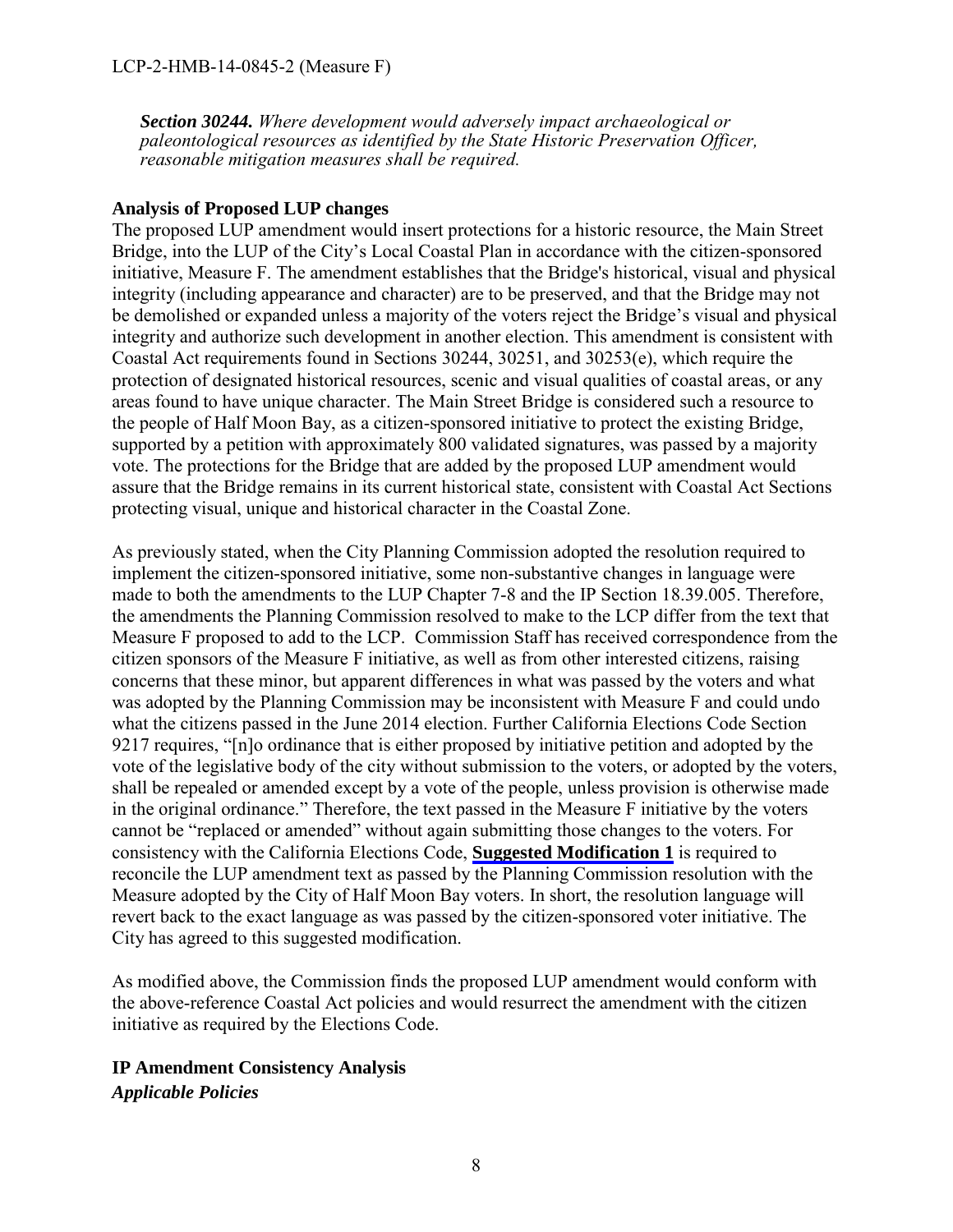***Section 30244.*** *Where development would adversely impact archaeological or paleontological resources as identified by the State Historic Preservation Officer, reasonable mitigation measures shall be required.*

**Analysis of Proposed LUP changes**

The proposed LUP amendment would insert protections for a historic resource, the Main Street Bridge, into the LUP of the City's Local Coastal Plan in accordance with the citizen-sponsored initiative, Measure F. The amendment establishes that the Bridge's historical, visual and physical integrity (including appearance and character) are to be preserved, and that the Bridge may not be demolished or expanded unless a majority of the voters reject the Bridge's visual and physical integrity and authorize such development in another election. This amendment is consistent with Coastal Act requirements found in Sections 30244, 30251, and 30253(e), which require the protection of designated historical resources, scenic and visual qualities of coastal areas, or any areas found to have unique character. The Main Street Bridge is considered such a resource to the people of Half Moon Bay, as a citizen-sponsored initiative to protect the existing Bridge, supported by a petition with approximately 800 validated signatures, was passed by a majority vote. The protections for the Bridge that are added by the proposed LUP amendment would assure that the Bridge remains in its current historical state, consistent with Coastal Act Sections protecting visual, unique and historical character in the Coastal Zone.

As previously stated, when the City Planning Commission adopted the resolution required to implement the citizen-sponsored initiative, some non-substantive changes in language were made to both the amendments to the LUP Chapter 7-8 and the IP Section 18.39.005. Therefore, the amendments the Planning Commission resolved to make to the LCP differ from the text that Measure F proposed to add to the LCP. Commission Staff has received correspondence from the citizen sponsors of the Measure F initiative, as well as from other interested citizens, raising concerns that these minor, but apparent differences in what was passed by the voters and what was adopted by the Planning Commission may be inconsistent with Measure F and could undo what the citizens passed in the June 2014 election. Further California Elections Code Section 9217 requires, "[n]o ordinance that is either proposed by initiative petition and adopted by the vote of the legislative body of the city without submission to the voters, or adopted by the voters, shall be repealed or amended except by a vote of the people, unless provision is otherwise made in the original ordinance." Therefore, the text passed in the Measure F initiative by the voters cannot be "replaced or amended" without again submitting those changes to the voters. For consistency with the California Elections Code, **Suggested Modification 1** is required to reconcile the LUP amendment text as passed by the Planning Commission resolution with the Measure adopted by the City of Half Moon Bay voters. In short, the resolution language will revert back to the exact language as was passed by the citizen-sponsored voter initiative. The City has agreed to this suggested modification.

As modified above, the Commission finds the proposed LUP amendment would conform with the above-reference Coastal Act policies and would resurrect the amendment with the citizen initiative as required by the Elections Code.

**IP Amendment Consistency Analysis**

***Applicable Policies***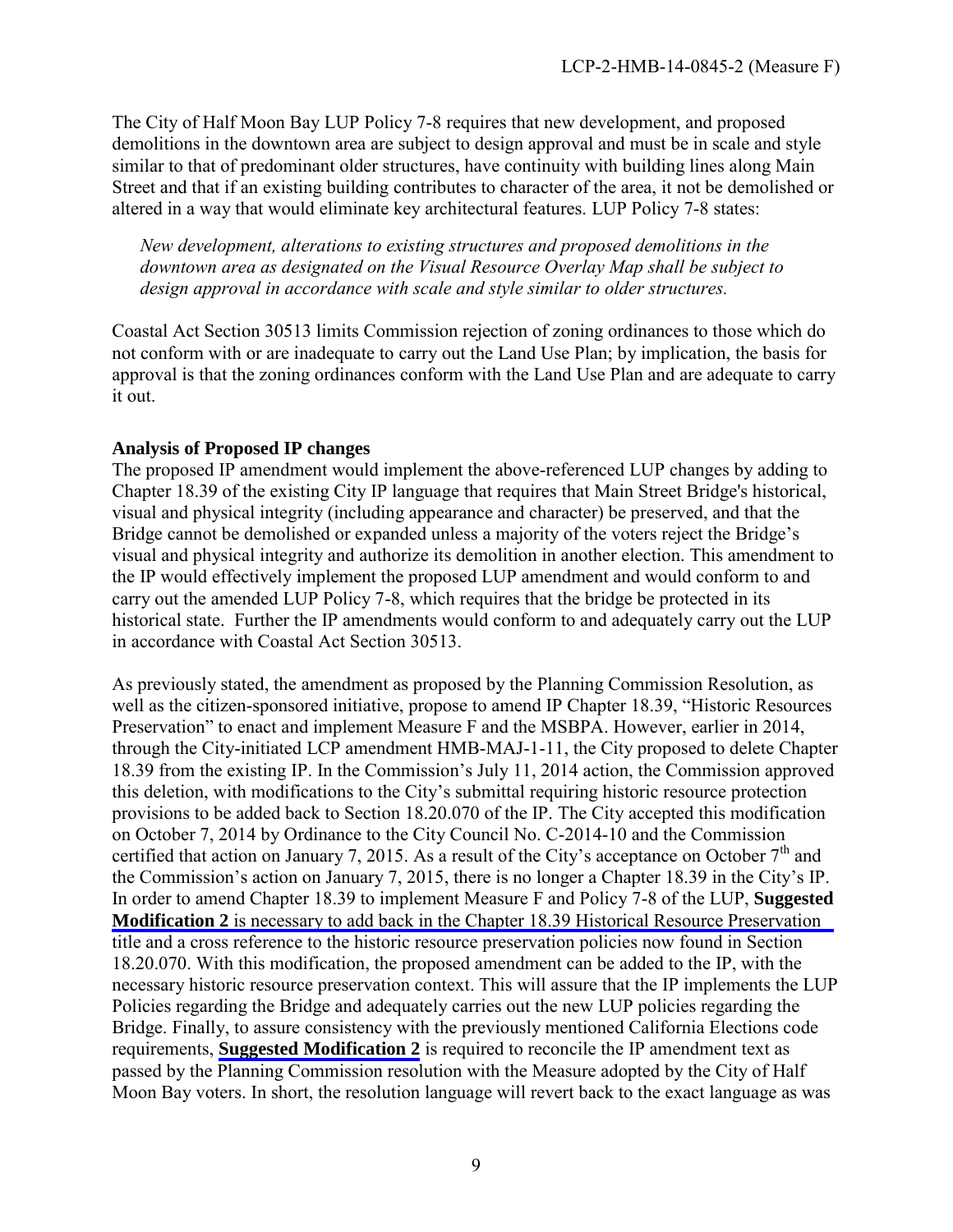The City of Half Moon Bay LUP Policy 7-8 requires that new development, and proposed demolitions in the downtown area are subject to design approval and must be in scale and style similar to that of predominant older structures, have continuity with building lines along Main Street and that if an existing building contributes to character of the area, it not be demolished or altered in a way that would eliminate key architectural features. LUP Policy 7-8 states:

*New development, alterations to existing structures and proposed demolitions in the downtown area as designated on the Visual Resource Overlay Map shall be subject to design approval in accordance with scale and style similar to older structures.*

Coastal Act Section 30513 limits Commission rejection of zoning ordinances to those which do not conform with or are inadequate to carry out the Land Use Plan; by implication, the basis for approval is that the zoning ordinances conform with the Land Use Plan and are adequate to carry it out.

**Analysis of Proposed IP changes**

The proposed IP amendment would implement the above-referenced LUP changes by adding to Chapter 18.39 of the existing City IP language that requires that Main Street Bridge's historical, visual and physical integrity (including appearance and character) be preserved, and that the Bridge cannot be demolished or expanded unless a majority of the voters reject the Bridge's visual and physical integrity and authorize its demolition in another election. This amendment to the IP would effectively implement the proposed LUP amendment and would conform to and carry out the amended LUP Policy 7-8, which requires that the bridge be protected in its historical state. Further the IP amendments would conform to and adequately carry out the LUP in accordance with Coastal Act Section 30513.

As previously stated, the amendment as proposed by the Planning Commission Resolution, as well as the citizen-sponsored initiative, propose to amend IP Chapter 18.39, "Historic Resources Preservation" to enact and implement Measure F and the MSBPA. However, earlier in 2014, through the City-initiated LCP amendment HMB-MAJ-1-11, the City proposed to delete Chapter 18.39 from the existing IP. In the Commission's July 11, 2014 action, the Commission approved this deletion, with modifications to the City's submittal requiring historic resource protection provisions to be added back to Section 18.20.070 of the IP. The City accepted this modification on October 7, 2014 by Ordinance to the City Council No. C-2014-10 and the Commission certified that action on January 7, 2015. As a result of the City's acceptance on October 7th and the Commission's action on January 7, 2015, there is no longer a Chapter 18.39 in the City's IP. In order to amend Chapter 18.39 to implement Measure F and Policy 7-8 of the LUP, **Suggested Modification 2** is necessary to add back in the Chapter 18.39 Historical Resource Preservation title and a cross reference to the historic resource preservation policies now found in Section 18.20.070. With this modification, the proposed amendment can be added to the IP, with the necessary historic resource preservation context. This will assure that the IP implements the LUP Policies regarding the Bridge and adequately carries out the new LUP policies regarding the Bridge. Finally, to assure consistency with the previously mentioned California Elections code requirements, **Suggested Modification 2** is required to reconcile the IP amendment text as passed by the Planning Commission resolution with the Measure adopted by the City of Half Moon Bay voters. In short, the resolution language will revert back to the exact language as was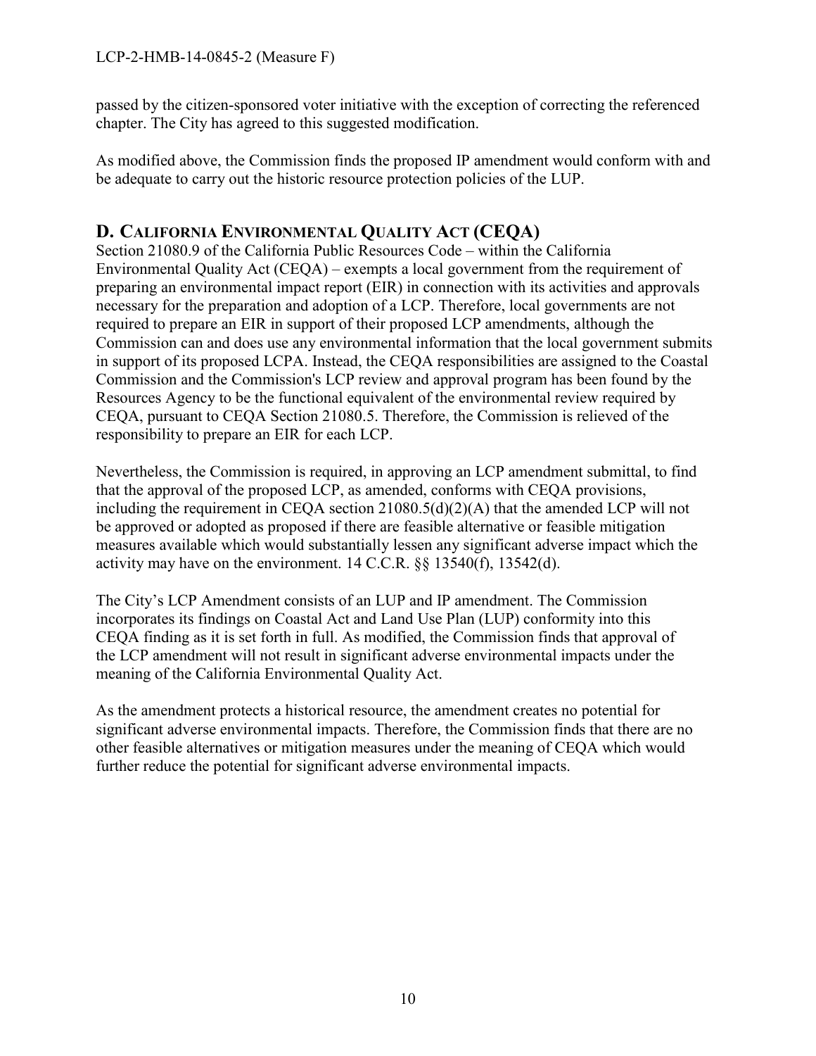passed by the citizen-sponsored voter initiative with the exception of correcting the referenced chapter. The City has agreed to this suggested modification.

As modified above, the Commission finds the proposed IP amendment would conform with and be adequate to carry out the historic resource protection policies of the LUP.

## D. California Environmental Quality Act (CEQA)

Section 21080.9 of the California Public Resources Code – within the California Environmental Quality Act (CEQA) – exempts a local government from the requirement of preparing an environmental impact report (EIR) in connection with its activities and approvals necessary for the preparation and adoption of a LCP. Therefore, local governments are not required to prepare an EIR in support of their proposed LCP amendments, although the Commission can and does use any environmental information that the local government submits in support of its proposed LCPA. Instead, the CEQA responsibilities are assigned to the Coastal Commission and the Commission's LCP review and approval program has been found by the Resources Agency to be the functional equivalent of the environmental review required by CEQA, pursuant to CEQA Section 21080.5. Therefore, the Commission is relieved of the responsibility to prepare an EIR for each LCP.

Nevertheless, the Commission is required, in approving an LCP amendment submittal, to find that the approval of the proposed LCP, as amended, conforms with CEQA provisions, including the requirement in CEQA section 21080.5(d)(2)(A) that the amended LCP will not be approved or adopted as proposed if there are feasible alternative or feasible mitigation measures available which would substantially lessen any significant adverse impact which the activity may have on the environment. 14 C.C.R. §§ 13540(f), 13542(d).

The City's LCP Amendment consists of an LUP and IP amendment. The Commission incorporates its findings on Coastal Act and Land Use Plan (LUP) conformity into this CEQA finding as it is set forth in full. As modified, the Commission finds that approval of the LCP amendment will not result in significant adverse environmental impacts under the meaning of the California Environmental Quality Act.

As the amendment protects a historical resource, the amendment creates no potential for significant adverse environmental impacts. Therefore, the Commission finds that there are no other feasible alternatives or mitigation measures under the meaning of CEQA which would further reduce the potential for significant adverse environmental impacts.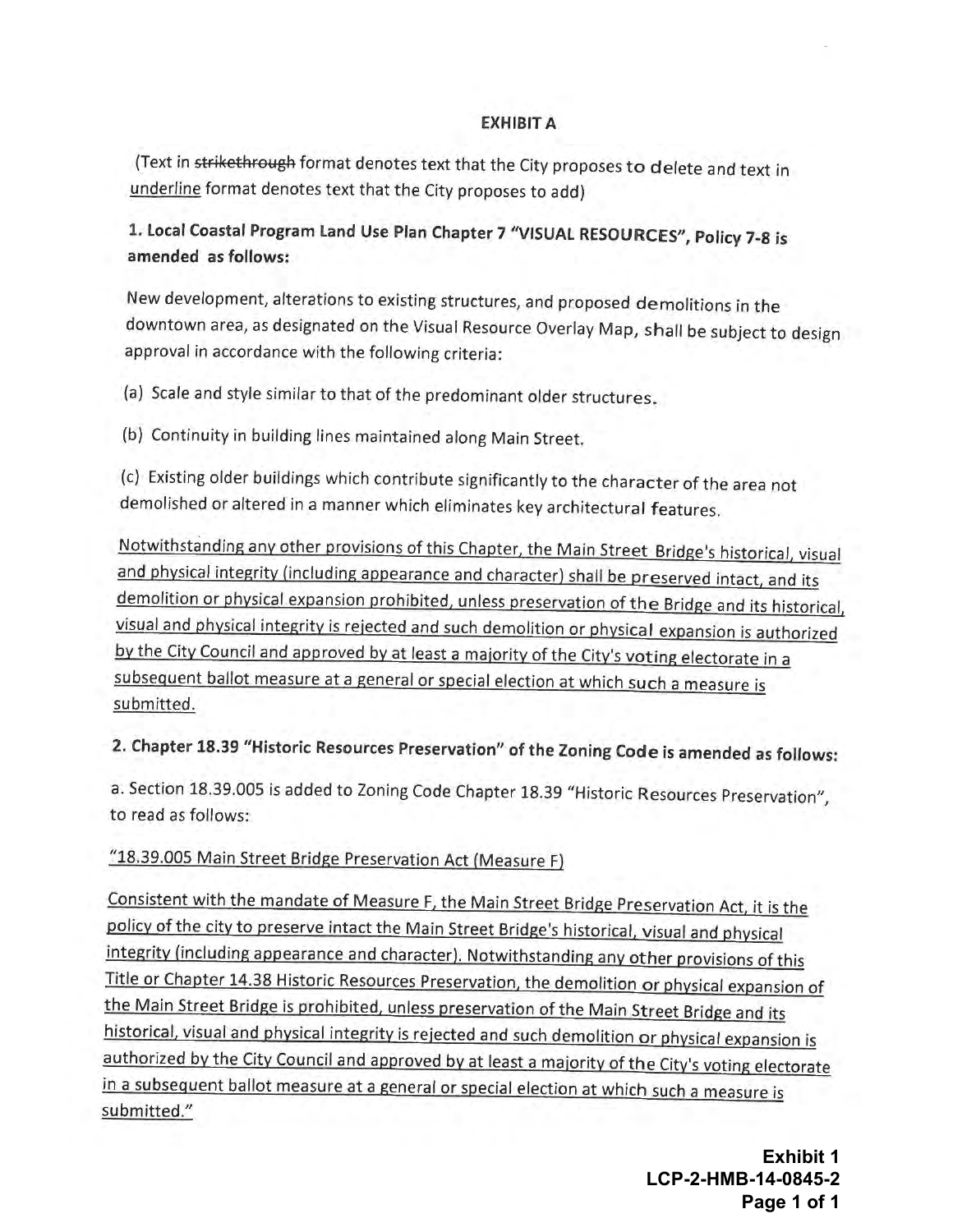## EXHIBIT A

(Text in ~~strikethrough~~ format denotes text that the City proposes to delete and text in <u>underline</u> format denotes text that the City proposes to add)

### 1. Local Coastal Program Land Use Plan Chapter 7 "VISUAL RESOURCES", Policy 7-8 is amended as follows:

New development, alterations to existing structures, and proposed demolitions in the downtown area, as designated on the Visual Resource Overlay Map, shall be subject to design approval in accordance with the following criteria:

(a) Scale and style similar to that of the predominant older structures.

(b) Continuity in building lines maintained along Main Street.

(c) Existing older buildings which contribute significantly to the character of the area not demolished or altered in a manner which eliminates key architectural features.

<u>Notwithstanding any other provisions of this Chapter, the Main Street Bridge's historical, visual and physical integrity (including appearance and character) shall be preserved intact, and its demolition or physical expansion prohibited, unless preservation of the Bridge and its historical, visual and physical integrity is rejected and such demolition or physical expansion is authorized by the City Council and approved by at least a majority of the City's voting electorate in a subsequent ballot measure at a general or special election at which such a measure is submitted.</u>

### 2. Chapter 18.39 "Historic Resources Preservation" of the Zoning Code is amended as follows:

a. Section 18.39.005 is added to Zoning Code Chapter 18.39 "Historic Resources Preservation", to read as follows:

<u>"18.39.005 Main Street Bridge Preservation Act (Measure F)</u>

<u>Consistent with the mandate of Measure F, the Main Street Bridge Preservation Act, it is the policy of the city to preserve intact the Main Street Bridge's historical, visual and physical integrity (including appearance and character). Notwithstanding any other provisions of this Title or Chapter 14.38 Historic Resources Preservation, the demolition or physical expansion of the Main Street Bridge is prohibited, unless preservation of the Main Street Bridge and its historical, visual and physical integrity is rejected and such demolition or physical expansion is authorized by the City Council and approved by at least a majority of the City's voting electorate in a subsequent ballot measure at a general or special election at which such a measure is submitted."</u>

**Exhibit 1**
**LCP-2-HMB-14-0845-2**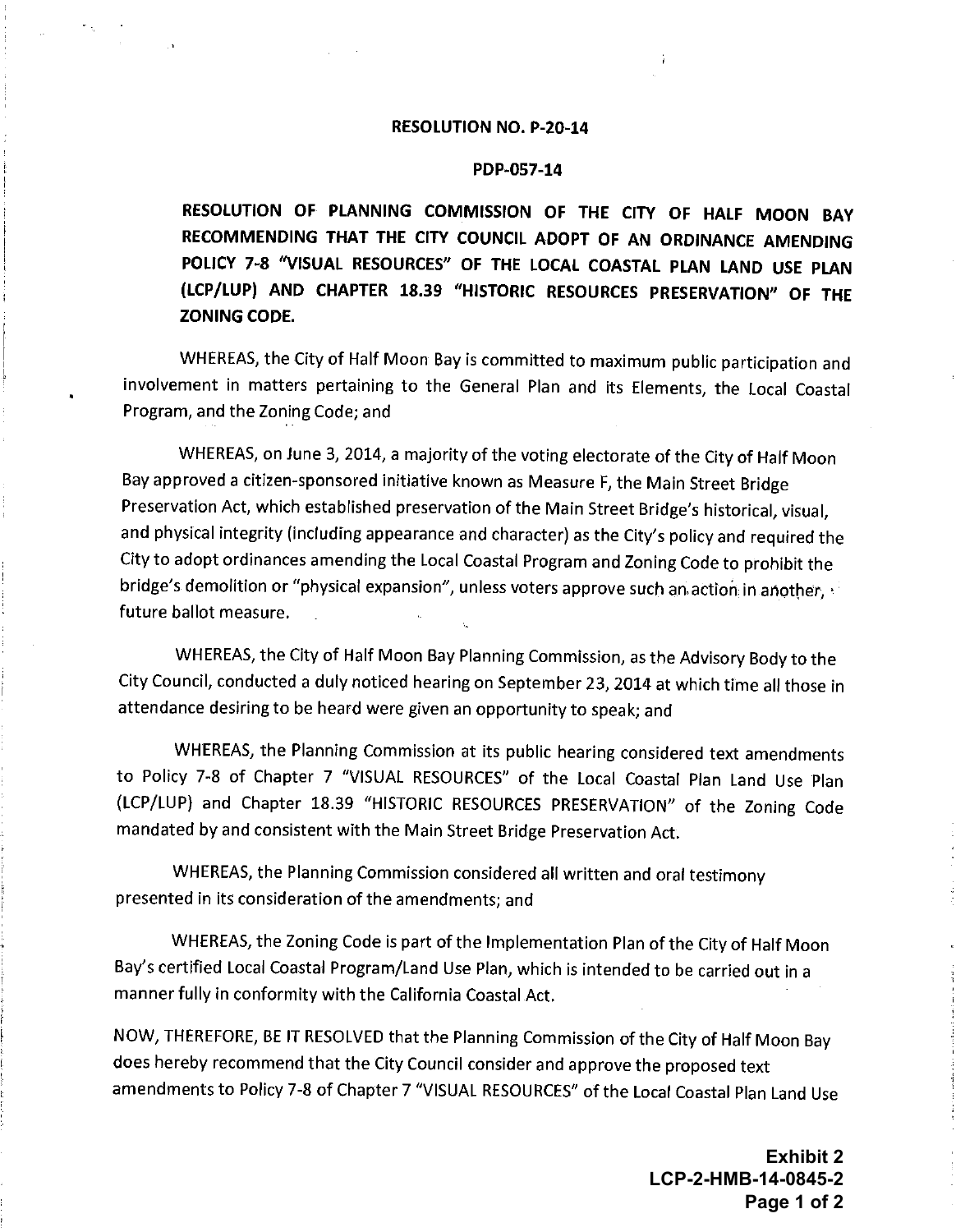**RESOLUTION NO. P-20-14**

**PDP-057-14**

**RESOLUTION OF PLANNING COMMISSION OF THE CITY OF HALF MOON BAY RECOMMENDING THAT THE CITY COUNCIL ADOPT OF AN ORDINANCE AMENDING POLICY 7-8 "VISUAL RESOURCES" OF THE LOCAL COASTAL PLAN LAND USE PLAN (LCP/LUP) AND CHAPTER 18.39 "HISTORIC RESOURCES PRESERVATION" OF THE ZONING CODE.**

WHEREAS, the City of Half Moon Bay is committed to maximum public participation and involvement in matters pertaining to the General Plan and its Elements, the Local Coastal Program, and the Zoning Code; and

WHEREAS, on June 3, 2014, a majority of the voting electorate of the City of Half Moon Bay approved a citizen-sponsored initiative known as Measure F, the Main Street Bridge Preservation Act, which established preservation of the Main Street Bridge's historical, visual, and physical integrity (including appearance and character) as the City's policy and required the City to adopt ordinances amending the Local Coastal Program and Zoning Code to prohibit the bridge's demolition or "physical expansion", unless voters approve such an action in another, future ballot measure.

WHEREAS, the City of Half Moon Bay Planning Commission, as the Advisory Body to the City Council, conducted a duly noticed hearing on September 23, 2014 at which time all those in attendance desiring to be heard were given an opportunity to speak; and

WHEREAS, the Planning Commission at its public hearing considered text amendments to Policy 7-8 of Chapter 7 "VISUAL RESOURCES" of the Local Coastal Plan Land Use Plan (LCP/LUP) and Chapter 18.39 "HISTORIC RESOURCES PRESERVATION" of the Zoning Code mandated by and consistent with the Main Street Bridge Preservation Act.

WHEREAS, the Planning Commission considered all written and oral testimony presented in its consideration of the amendments; and

WHEREAS, the Zoning Code is part of the Implementation Plan of the City of Half Moon Bay's certified Local Coastal Program/Land Use Plan, which is intended to be carried out in a manner fully in conformity with the California Coastal Act.

NOW, THEREFORE, BE IT RESOLVED that the Planning Commission of the City of Half Moon Bay does hereby recommend that the City Council consider and approve the proposed text amendments to Policy 7-8 of Chapter 7 "VISUAL RESOURCES" of the Local Coastal Plan Land Use

**Exhibit 2**
**LCP-2-HMB-14-0845-2**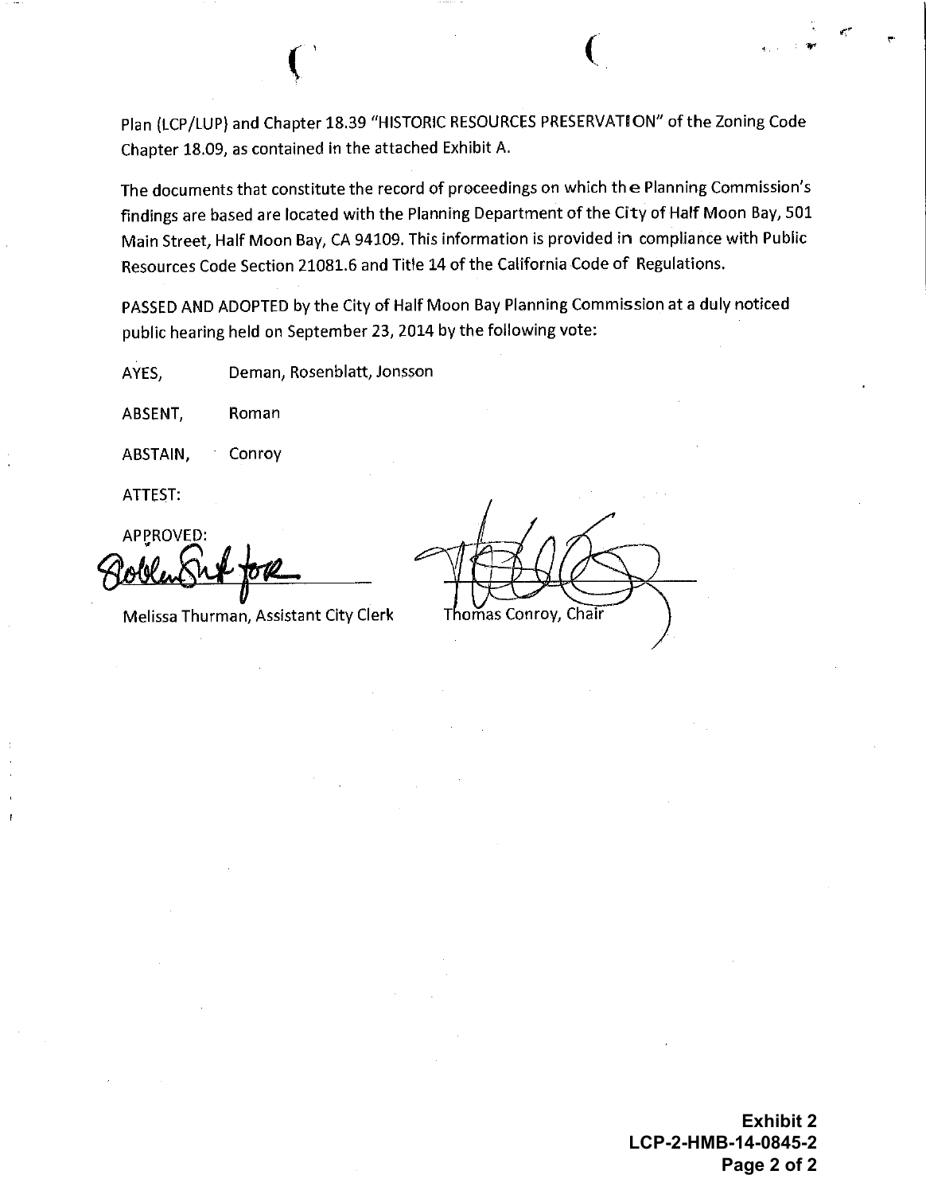Plan (LCP/LUP) and Chapter 18.39 "HISTORIC RESOURCES PRESERVATION" of the Zoning Code Chapter 18.09, as contained in the attached Exhibit A.

The documents that constitute the record of proceedings on which the Planning Commission's findings are based are located with the Planning Department of the City of Half Moon Bay, 501 Main Street, Half Moon Bay, CA 94109. This information is provided in compliance with Public Resources Code Section 21081.6 and Title 14 of the California Code of Regulations.

PASSED AND ADOPTED by the City of Half Moon Bay Planning Commission at a duly noticed public hearing held on September 23, 2014 by the following vote:

AYES, Deman, Rosenblatt, Jonsson

ABSENT, Roman

ABSTAIN, Conroy

ATTEST:

APPROVED:

Melissa Thurman, Assistant City Clerk

Thomas Conroy, Chair

**Exhibit 2**
**LCP-2-HMB-14-0845-2**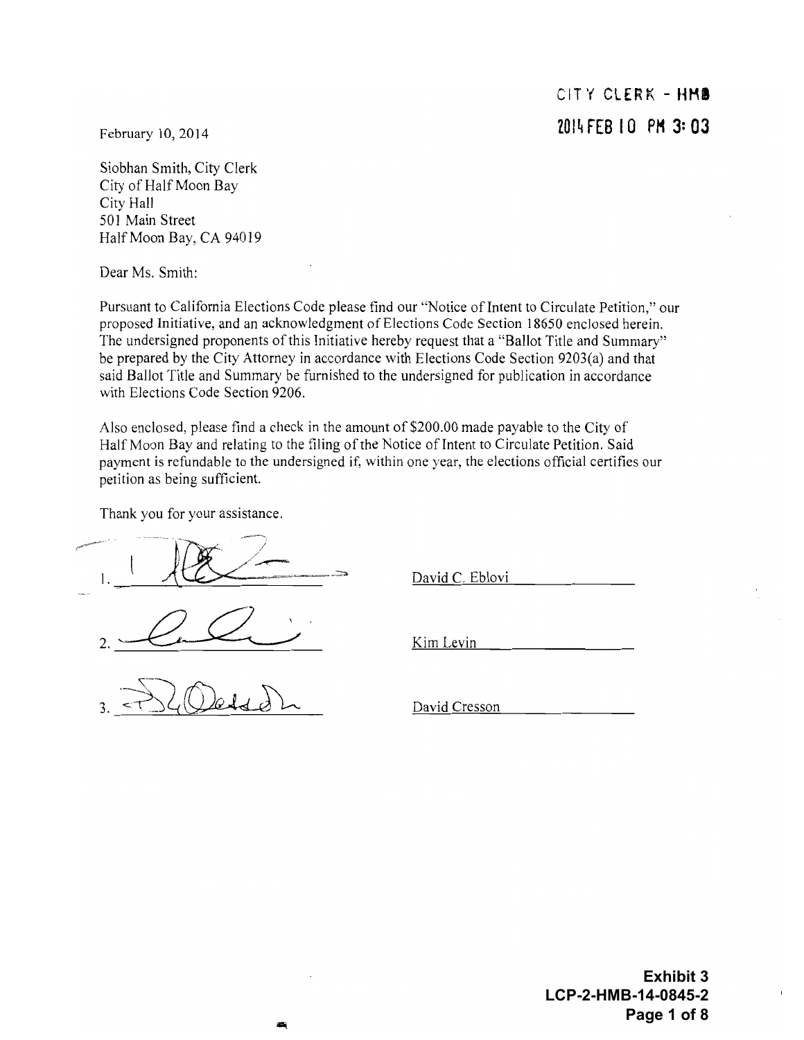CITY CLERK - HMB
2014 FEB 10 PM 3:03

February 10, 2014

Siobhan Smith, City Clerk
City of Half Moon Bay
City Hall
501 Main Street
Half Moon Bay, CA 94019

Dear Ms. Smith:

Pursuant to California Elections Code please find our "Notice of Intent to Circulate Petition," our proposed Initiative, and an acknowledgment of Elections Code Section 18650 enclosed herein. The undersigned proponents of this Initiative hereby request that a "Ballot Title and Summary" be prepared by the City Attorney in accordance with Elections Code Section 9203(a) and that said Ballot Title and Summary be furnished to the undersigned for publication in accordance with Elections Code Section 9206.

Also enclosed, please find a check in the amount of $200.00 made payable to the City of Half Moon Bay and relating to the filing of the Notice of Intent to Circulate Petition. Said payment is refundable to the undersigned if, within one year, the elections official certifies our petition as being sufficient.

Thank you for your assistance.

1. _______________ David C. Eblovi

2. _______________ Kim Levin

3. _______________ David Cresson

**Exhibit 3**
**LCP-2-HMB-14-0845-2**
**Page 1 of 8**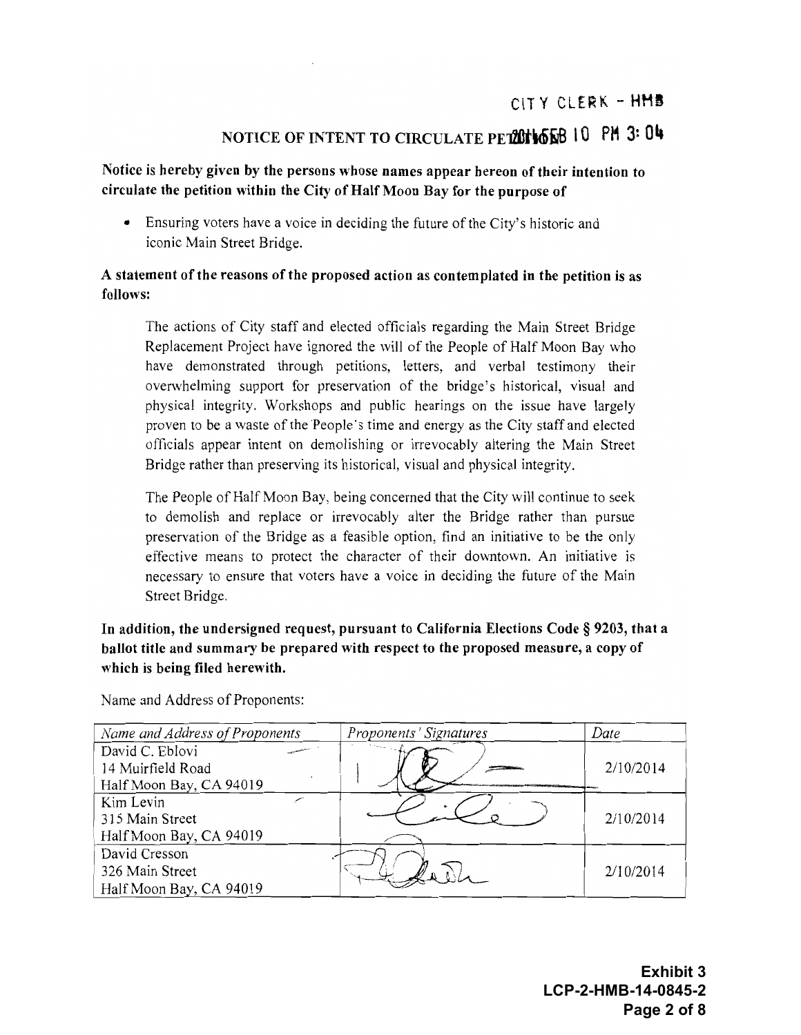CITY CLERK - HMB

# NOTICE OF INTENT TO CIRCULATE PETITION

2014 FEB 10 PM 3:04

**Notice is hereby given by the persons whose names appear hereon of their intention to circulate the petition within the City of Half Moon Bay for the purpose of**

- Ensuring voters have a voice in deciding the future of the City's historic and iconic Main Street Bridge.

**A statement of the reasons of the proposed action as contemplated in the petition is as follows:**

The actions of City staff and elected officials regarding the Main Street Bridge Replacement Project have ignored the will of the People of Half Moon Bay who have demonstrated through petitions, letters, and verbal testimony their overwhelming support for preservation of the bridge's historical, visual and physical integrity. Workshops and public hearings on the issue have largely proven to be a waste of the People's time and energy as the City staff and elected officials appear intent on demolishing or irrevocably altering the Main Street Bridge rather than preserving its historical, visual and physical integrity.

The People of Half Moon Bay, being concerned that the City will continue to seek to demolish and replace or irrevocably alter the Bridge rather than pursue preservation of the Bridge as a feasible option, find an initiative to be the only effective means to protect the character of their downtown. An initiative is necessary to ensure that voters have a voice in deciding the future of the Main Street Bridge.

**In addition, the undersigned request, pursuant to California Elections Code § 9203, that a ballot title and summary be prepared with respect to the proposed measure, a copy of which is being filed herewith.**

Name and Address of Proponents:

| *Name and Address of Proponents* | *Proponents' Signatures* | *Date* |
|---|---|---|
| David C. Eblovi<br>14 Muirfield Road<br>Half Moon Bay, CA 94019 | [signature] | 2/10/2014 |
| Kim Levin<br>315 Main Street<br>Half Moon Bay, CA 94019 | [signature] | 2/10/2014 |
| David Cresson<br>326 Main Street<br>Half Moon Bay, CA 94019 | [signature] | 2/10/2014 |

**Exhibit 3**
**LCP-2-HMB-14-0845-2**
**Page 2 of 8**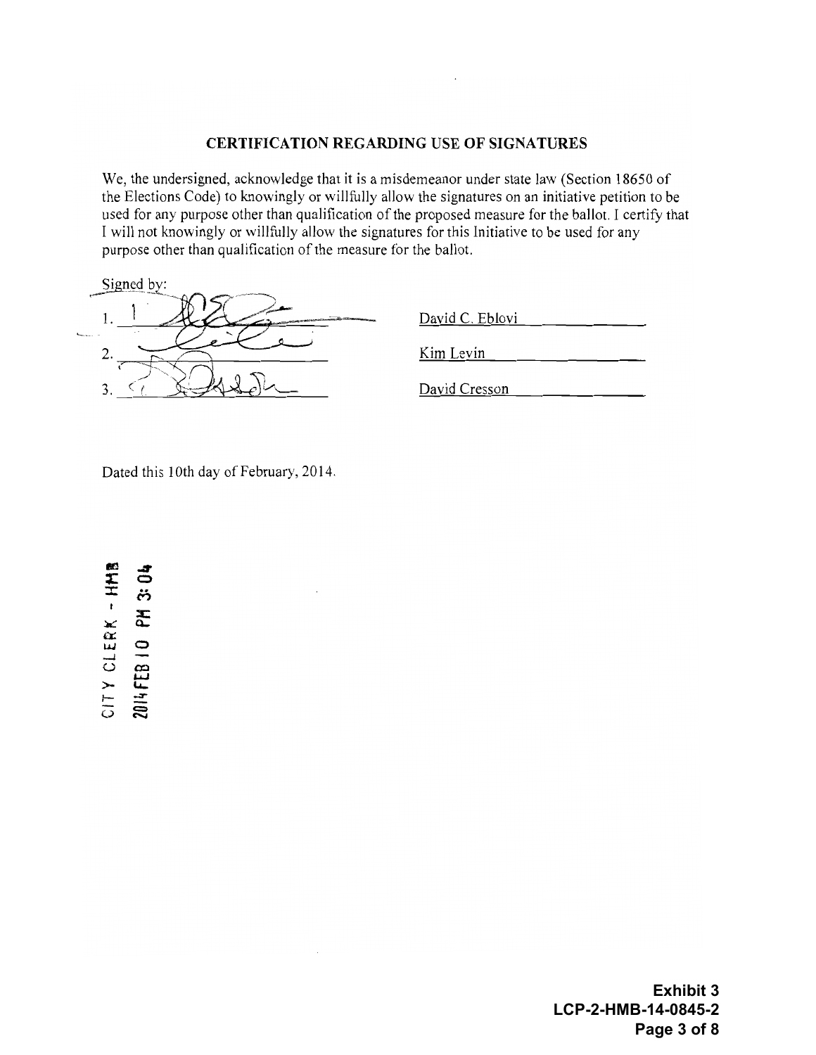## CERTIFICATION REGARDING USE OF SIGNATURES

We, the undersigned, acknowledge that it is a misdemeanor under state law (Section 18650 of the Elections Code) to knowingly or willfully allow the signatures on an initiative petition to be used for any purpose other than qualification of the proposed measure for the ballot. I certify that I will not knowingly or willfully allow the signatures for this Initiative to be used for any purpose other than qualification of the measure for the ballot.

Signed by:

1. ______________________ David C. Eblovi
2. ______________________ Kim Levin
3. ______________________ David Cresson

Dated this 10th day of February, 2014.

CITY CLERK - HMB
2014 FEB 10 PM 3:04

**Exhibit 3**
**LCP-2-HMB-14-0845-2**
**Page 3 of 8**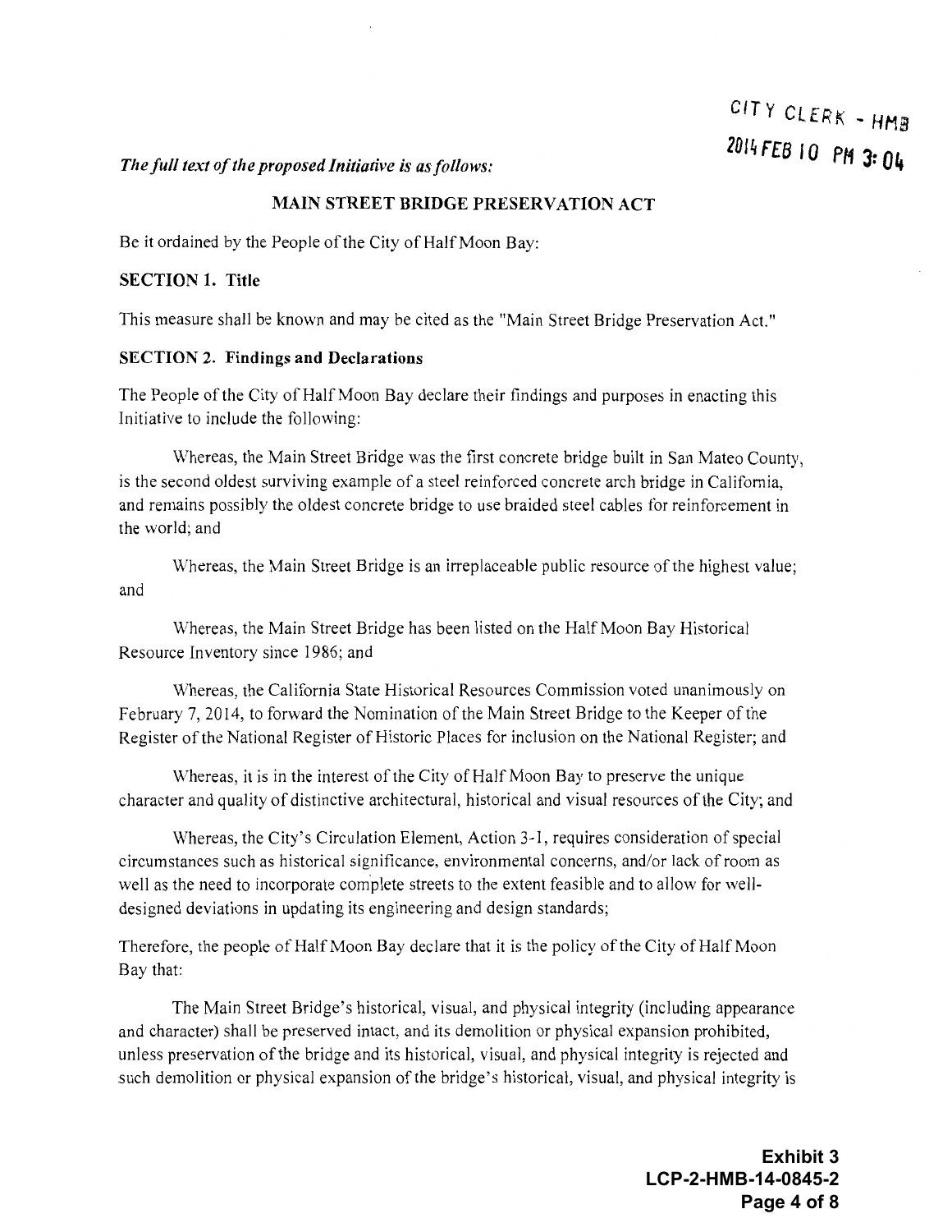CITY CLERK - HMB
2014 FEB 10 PM 3:04

*The full text of the proposed Initiative is as follows:*

**MAIN STREET BRIDGE PRESERVATION ACT**

Be it ordained by the People of the City of Half Moon Bay:

**SECTION 1. Title**

This measure shall be known and may be cited as the "Main Street Bridge Preservation Act."

**SECTION 2. Findings and Declarations**

The People of the City of Half Moon Bay declare their findings and purposes in enacting this Initiative to include the following:

Whereas, the Main Street Bridge was the first concrete bridge built in San Mateo County, is the second oldest surviving example of a steel reinforced concrete arch bridge in California, and remains possibly the oldest concrete bridge to use braided steel cables for reinforcement in the world; and

Whereas, the Main Street Bridge is an irreplaceable public resource of the highest value; and

Whereas, the Main Street Bridge has been listed on the Half Moon Bay Historical Resource Inventory since 1986; and

Whereas, the California State Historical Resources Commission voted unanimously on February 7, 2014, to forward the Nomination of the Main Street Bridge to the Keeper of the Register of the National Register of Historic Places for inclusion on the National Register; and

Whereas, it is in the interest of the City of Half Moon Bay to preserve the unique character and quality of distinctive architectural, historical and visual resources of the City; and

Whereas, the City's Circulation Element, Action 3-1, requires consideration of special circumstances such as historical significance, environmental concerns, and/or lack of room as well as the need to incorporate complete streets to the extent feasible and to allow for well-designed deviations in updating its engineering and design standards;

Therefore, the people of Half Moon Bay declare that it is the policy of the City of Half Moon Bay that:

The Main Street Bridge's historical, visual, and physical integrity (including appearance and character) shall be preserved intact, and its demolition or physical expansion prohibited, unless preservation of the bridge and its historical, visual, and physical integrity is rejected and such demolition or physical expansion of the bridge's historical, visual, and physical integrity is

**Exhibit 3**
**LCP-2-HMB-14-0845-2**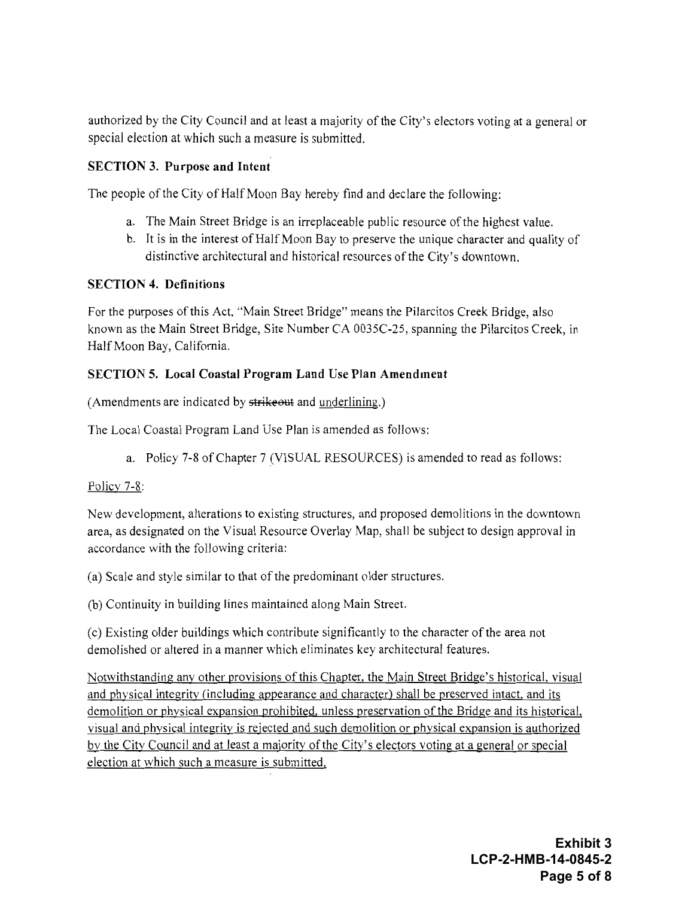authorized by the City Council and at least a majority of the City's electors voting at a general or special election at which such a measure is submitted.

**SECTION 3. Purpose and Intent**

The people of the City of Half Moon Bay hereby find and declare the following:

a. The Main Street Bridge is an irreplaceable public resource of the highest value.
b. It is in the interest of Half Moon Bay to preserve the unique character and quality of distinctive architectural and historical resources of the City's downtown.

**SECTION 4. Definitions**

For the purposes of this Act, "Main Street Bridge" means the Pilarcitos Creek Bridge, also known as the Main Street Bridge, Site Number CA 0035C-25, spanning the Pilarcitos Creek, in Half Moon Bay, California.

**SECTION 5. Local Coastal Program Land Use Plan Amendment**

(Amendments are indicated by ~~strikeout~~ and <u>underlining</u>.)

The Local Coastal Program Land Use Plan is amended as follows:

a. Policy 7-8 of Chapter 7 (VISUAL RESOURCES) is amended to read as follows:

<u>Policy 7-8</u>:

New development, alterations to existing structures, and proposed demolitions in the downtown area, as designated on the Visual Resource Overlay Map, shall be subject to design approval in accordance with the following criteria:

(a) Scale and style similar to that of the predominant older structures.

(b) Continuity in building lines maintained along Main Street.

(c) Existing older buildings which contribute significantly to the character of the area not demolished or altered in a manner which eliminates key architectural features.

<u>Notwithstanding any other provisions of this Chapter, the Main Street Bridge's historical, visual and physical integrity (including appearance and character) shall be preserved intact, and its demolition or physical expansion prohibited, unless preservation of the Bridge and its historical, visual and physical integrity is rejected and such demolition or physical expansion is authorized by the City Council and at least a majority of the City's electors voting at a general or special election at which such a measure is submitted.</u>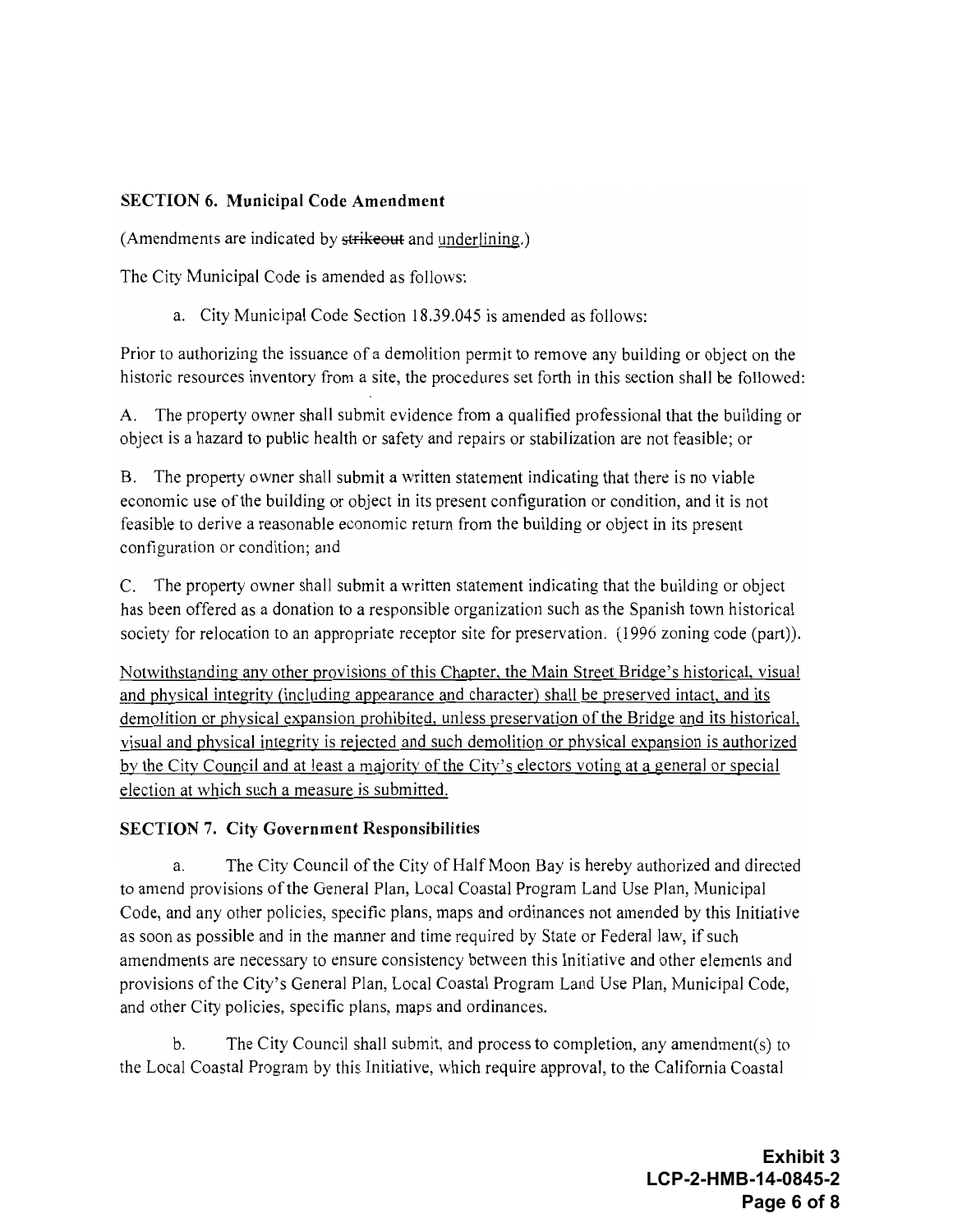**SECTION 6. Municipal Code Amendment**

(Amendments are indicated by ~~strikeout~~ and <u>underlining</u>.)

The City Municipal Code is amended as follows:

a. City Municipal Code Section 18.39.045 is amended as follows:

Prior to authorizing the issuance of a demolition permit to remove any building or object on the historic resources inventory from a site, the procedures set forth in this section shall be followed:

A. The property owner shall submit evidence from a qualified professional that the building or object is a hazard to public health or safety and repairs or stabilization are not feasible; or

B. The property owner shall submit a written statement indicating that there is no viable economic use of the building or object in its present configuration or condition, and it is not feasible to derive a reasonable economic return from the building or object in its present configuration or condition; and

C. The property owner shall submit a written statement indicating that the building or object has been offered as a donation to a responsible organization such as the Spanish town historical society for relocation to an appropriate receptor site for preservation. (1996 zoning code (part)).

<u>Notwithstanding any other provisions of this Chapter, the Main Street Bridge's historical, visual and physical integrity (including appearance and character) shall be preserved intact, and its demolition or physical expansion prohibited, unless preservation of the Bridge and its historical, visual and physical integrity is rejected and such demolition or physical expansion is authorized by the City Council and at least a majority of the City's electors voting at a general or special election at which such a measure is submitted.</u>

**SECTION 7. City Government Responsibilities**

a. The City Council of the City of Half Moon Bay is hereby authorized and directed to amend provisions of the General Plan, Local Coastal Program Land Use Plan, Municipal Code, and any other policies, specific plans, maps and ordinances not amended by this Initiative as soon as possible and in the manner and time required by State or Federal law, if such amendments are necessary to ensure consistency between this Initiative and other elements and provisions of the City's General Plan, Local Coastal Program Land Use Plan, Municipal Code, and other City policies, specific plans, maps and ordinances.

b. The City Council shall submit, and process to completion, any amendment(s) to the Local Coastal Program by this Initiative, which require approval, to the California Coastal

**Exhibit 3**
**LCP-2-HMB-14-0845-2**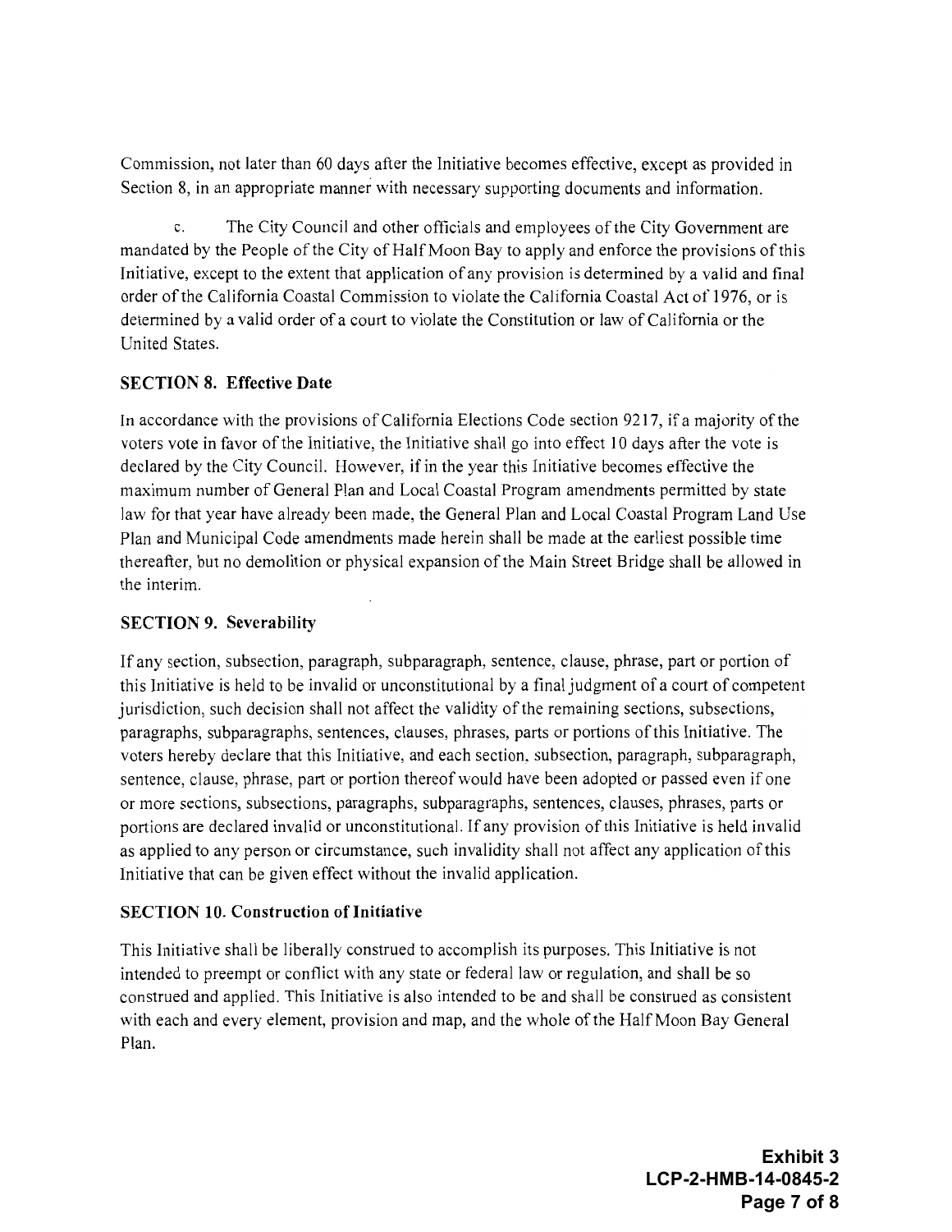Commission, not later than 60 days after the Initiative becomes effective, except as provided in Section 8, in an appropriate manner with necessary supporting documents and information.

c. The City Council and other officials and employees of the City Government are mandated by the People of the City of Half Moon Bay to apply and enforce the provisions of this Initiative, except to the extent that application of any provision is determined by a valid and final order of the California Coastal Commission to violate the California Coastal Act of 1976, or is determined by a valid order of a court to violate the Constitution or law of California or the United States.

### SECTION 8. Effective Date

In accordance with the provisions of California Elections Code section 9217, if a majority of the voters vote in favor of the Initiative, the Initiative shall go into effect 10 days after the vote is declared by the City Council. However, if in the year this Initiative becomes effective the maximum number of General Plan and Local Coastal Program amendments permitted by state law for that year have already been made, the General Plan and Local Coastal Program Land Use Plan and Municipal Code amendments made herein shall be made at the earliest possible time thereafter, but no demolition or physical expansion of the Main Street Bridge shall be allowed in the interim.

### SECTION 9. Severability

If any section, subsection, paragraph, subparagraph, sentence, clause, phrase, part or portion of this Initiative is held to be invalid or unconstitutional by a final judgment of a court of competent jurisdiction, such decision shall not affect the validity of the remaining sections, subsections, paragraphs, subparagraphs, sentences, clauses, phrases, parts or portions of this Initiative. The voters hereby declare that this Initiative, and each section, subsection, paragraph, subparagraph, sentence, clause, phrase, part or portion thereof would have been adopted or passed even if one or more sections, subsections, paragraphs, subparagraphs, sentences, clauses, phrases, parts or portions are declared invalid or unconstitutional. If any provision of this Initiative is held invalid as applied to any person or circumstance, such invalidity shall not affect any application of this Initiative that can be given effect without the invalid application.

### SECTION 10. Construction of Initiative

This Initiative shall be liberally construed to accomplish its purposes. This Initiative is not intended to preempt or conflict with any state or federal law or regulation, and shall be so construed and applied. This Initiative is also intended to be and shall be construed as consistent with each and every element, provision and map, and the whole of the Half Moon Bay General Plan.

**Exhibit 3**
**LCP-2-HMB-14-0845-2**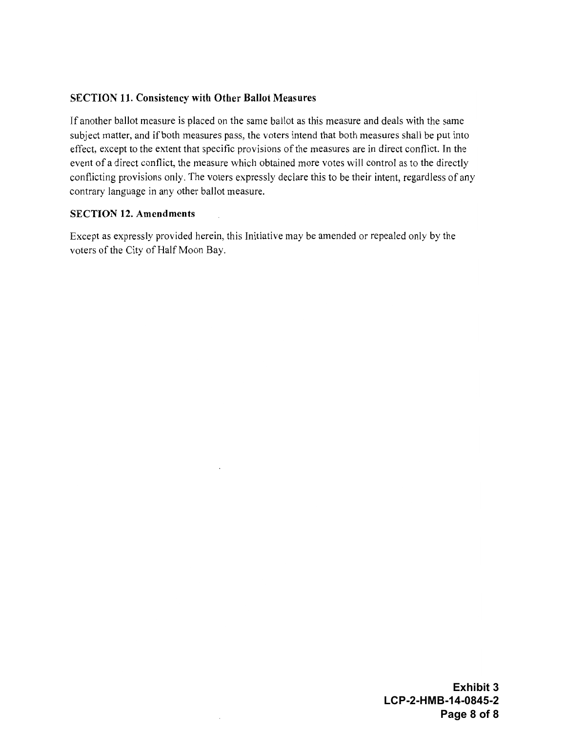### SECTION 11. Consistency with Other Ballot Measures

If another ballot measure is placed on the same ballot as this measure and deals with the same subject matter, and if both measures pass, the voters intend that both measures shall be put into effect, except to the extent that specific provisions of the measures are in direct conflict. In the event of a direct conflict, the measure which obtained more votes will control as to the directly conflicting provisions only. The voters expressly declare this to be their intent, regardless of any contrary language in any other ballot measure.

### SECTION 12. Amendments

Except as expressly provided herein, this Initiative may be amended or repealed only by the voters of the City of Half Moon Bay.

**Exhibit 3**
**LCP-2-HMB-14-0845-2**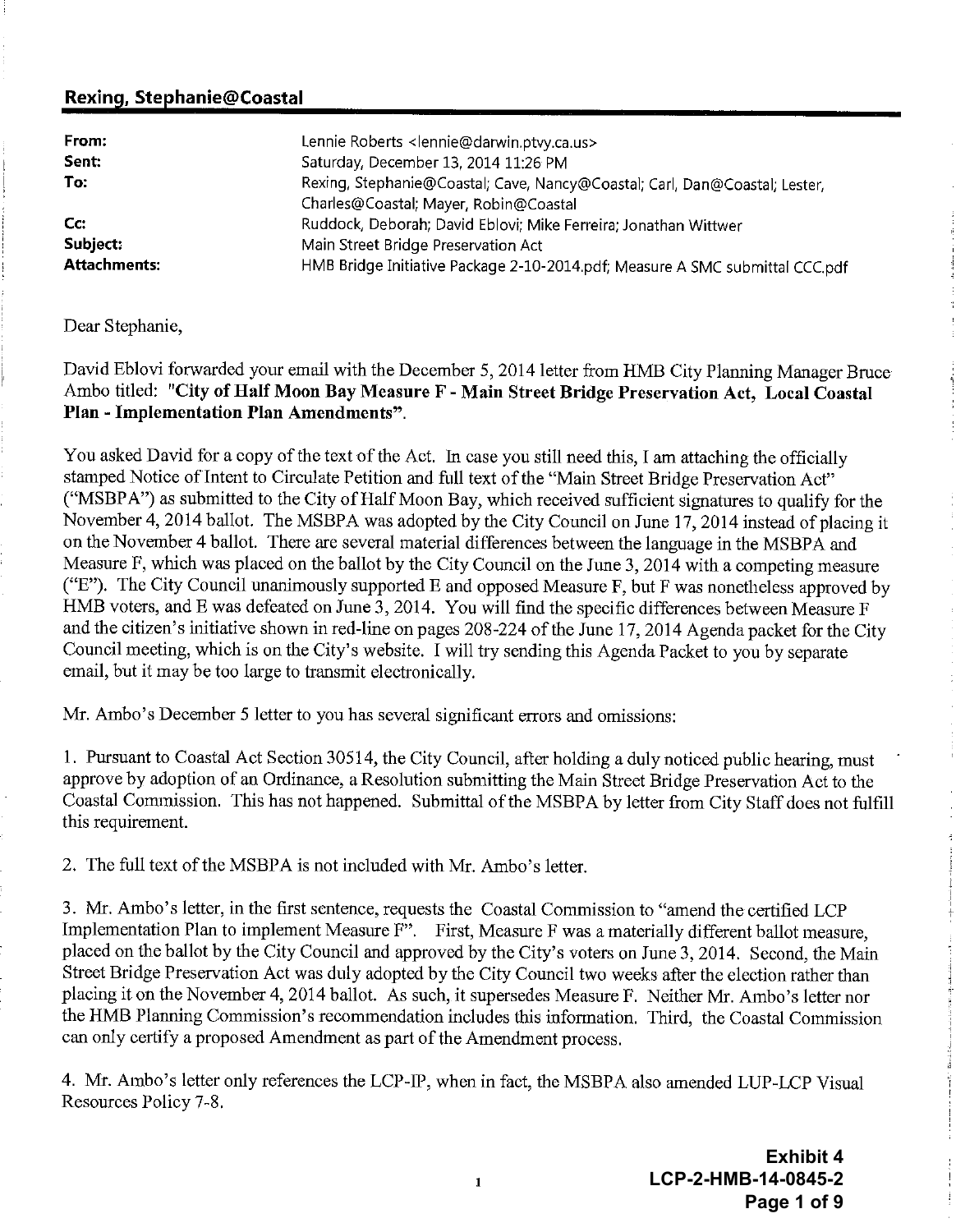## Rexing, Stephanie@Coastal

| | |
|---|---|
| **From:** | Lennie Roberts <lennie@darwin.ptvy.ca.us> |
| **Sent:** | Saturday, December 13, 2014 11:26 PM |
| **To:** | Rexing, Stephanie@Coastal; Cave, Nancy@Coastal; Carl, Dan@Coastal; Lester, Charles@Coastal; Mayer, Robin@Coastal |
| **Cc:** | Ruddock, Deborah; David Eblovi; Mike Ferreira; Jonathan Wittwer |
| **Subject:** | Main Street Bridge Preservation Act |
| **Attachments:** | HMB Bridge Initiative Package 2-10-2014.pdf; Measure A SMC submittal CCC.pdf |

Dear Stephanie,

David Eblovi forwarded your email with the December 5, 2014 letter from HMB City Planning Manager Bruce Ambo titled: **"City of Half Moon Bay Measure F - Main Street Bridge Preservation Act, Local Coastal Plan - Implementation Plan Amendments"**.

You asked David for a copy of the text of the Act. In case you still need this, I am attaching the officially stamped Notice of Intent to Circulate Petition and full text of the "Main Street Bridge Preservation Act" ("MSBPA") as submitted to the City of Half Moon Bay, which received sufficient signatures to qualify for the November 4, 2014 ballot. The MSBPA was adopted by the City Council on June 17, 2014 instead of placing it on the November 4 ballot. There are several material differences between the language in the MSBPA and Measure F, which was placed on the ballot by the City Council on the June 3, 2014 with a competing measure ("E"). The City Council unanimously supported E and opposed Measure F, but F was nonetheless approved by HMB voters, and E was defeated on June 3, 2014. You will find the specific differences between Measure F and the citizen's initiative shown in red-line on pages 208-224 of the June 17, 2014 Agenda packet for the City Council meeting, which is on the City's website. I will try sending this Agenda Packet to you by separate email, but it may be too large to transmit electronically.

Mr. Ambo's December 5 letter to you has several significant errors and omissions:

1. Pursuant to Coastal Act Section 30514, the City Council, after holding a duly noticed public hearing, must approve by adoption of an Ordinance, a Resolution submitting the Main Street Bridge Preservation Act to the Coastal Commission. This has not happened. Submittal of the MSBPA by letter from City Staff does not fulfill this requirement.

2. The full text of the MSBPA is not included with Mr. Ambo's letter.

3. Mr. Ambo's letter, in the first sentence, requests the Coastal Commission to "amend the certified LCP Implementation Plan to implement Measure F". First, Measure F was a materially different ballot measure, placed on the ballot by the City Council and approved by the City's voters on June 3, 2014. Second, the Main Street Bridge Preservation Act was duly adopted by the City Council two weeks after the election rather than placing it on the November 4, 2014 ballot. As such, it supersedes Measure F. Neither Mr. Ambo's letter nor the HMB Planning Commission's recommendation includes this information. Third, the Coastal Commission can only certify a proposed Amendment as part of the Amendment process.

4. Mr. Ambo's letter only references the LCP-IP, when in fact, the MSBPA also amended LUP-LCP Visual Resources Policy 7-8.

**Exhibit 4**
**LCP-2-HMB-14-0845-2**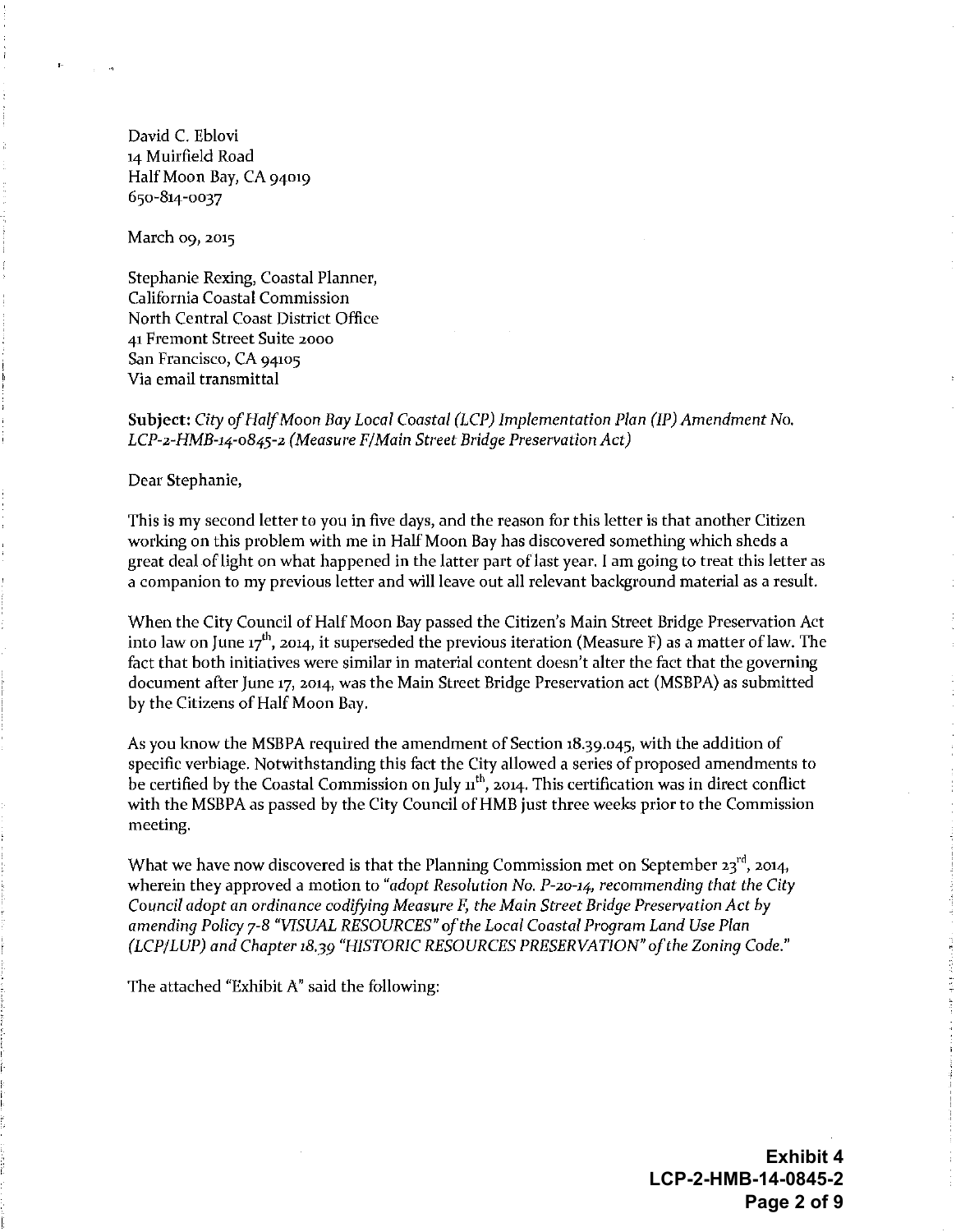David C. Eblovi
14 Muirfield Road
Half Moon Bay, CA 94019
650-814-0037

March 09, 2015

Stephanie Rexing, Coastal Planner,
California Coastal Commission
North Central Coast District Office
41 Fremont Street Suite 2000
San Francisco, CA 94105
Via email transmittal

**Subject:** *City of Half Moon Bay Local Coastal (LCP) Implementation Plan (IP) Amendment No. LCP-2-HMB-14-0845-2 (Measure F/Main Street Bridge Preservation Act)*

Dear Stephanie,

This is my second letter to you in five days, and the reason for this letter is that another Citizen working on this problem with me in Half Moon Bay has discovered something which sheds a great deal of light on what happened in the latter part of last year. I am going to treat this letter as a companion to my previous letter and will leave out all relevant background material as a result.

When the City Council of Half Moon Bay passed the Citizen's Main Street Bridge Preservation Act into law on June 17th, 2014, it superseded the previous iteration (Measure F) as a matter of law. The fact that both initiatives were similar in material content doesn't alter the fact that the governing document after June 17, 2014, was the Main Street Bridge Preservation act (MSBPA) as submitted by the Citizens of Half Moon Bay.

As you know the MSBPA required the amendment of Section 18.39.045, with the addition of specific verbiage. Notwithstanding this fact the City allowed a series of proposed amendments to be certified by the Coastal Commission on July 11th, 2014. This certification was in direct conflict with the MSBPA as passed by the City Council of HMB just three weeks prior to the Commission meeting.

What we have now discovered is that the Planning Commission met on September 23rd, 2014, wherein they approved a motion to *"adopt Resolution No. P-20-14, recommending that the City Council adopt an ordinance codifying Measure F, the Main Street Bridge Preservation Act by amending Policy 7-8 "VISUAL RESOURCES" of the Local Coastal Program Land Use Plan (LCP/LUP) and Chapter 18.39 "HISTORIC RESOURCES PRESERVATION" of the Zoning Code."*

The attached "Exhibit A" said the following: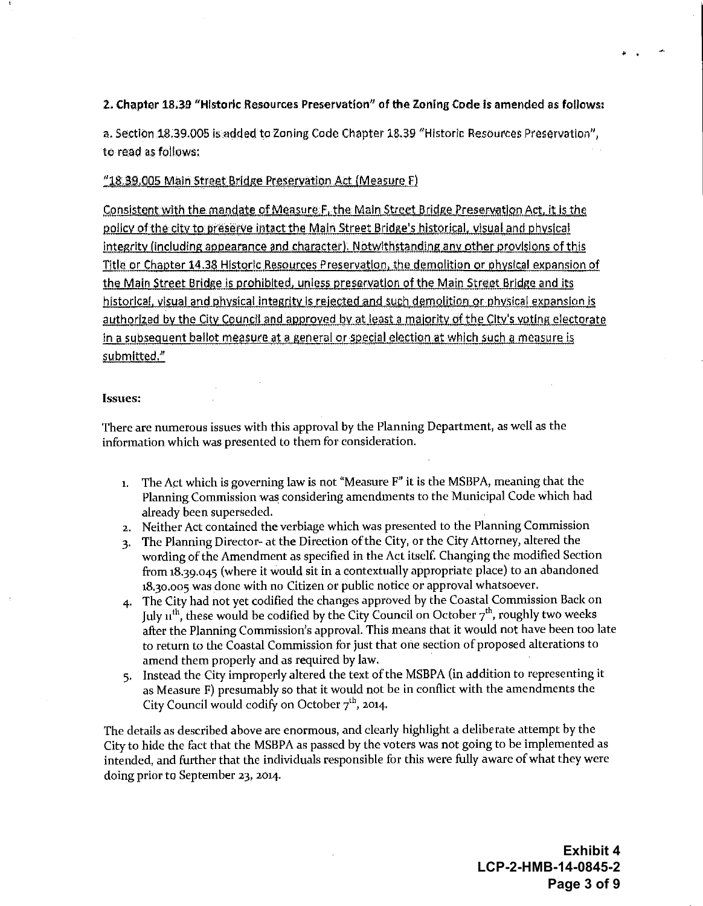**2. Chapter 18.39 "Historic Resources Preservation" of the Zoning Code is amended as follows:**

a. Section 18.39.005 is added to Zoning Code Chapter 18.39 "Historic Resources Preservation", to read as follows:

<u>"18.39.005 Main Street Bridge Preservation Act (Measure F)</u>

<u>Consistent with the mandate of Measure F, the Main Street Bridge Preservation Act, it is the policy of the city to preserve intact the Main Street Bridge's historical, visual and physical integrity (including appearance and character). Notwithstanding any other provisions of this Title or Chapter 14.38 Historic Resources Preservation, the demolition or physical expansion of the Main Street Bridge is prohibited, unless preservation of the Main Street Bridge and its historical, visual and physical integrity is rejected and such demolition or physical expansion is authorized by the City Council and approved by at least a majority of the City's voting electorate in a subsequent ballot measure at a general or special election at which such a measure is submitted."</u>

**Issues:**

There are numerous issues with this approval by the Planning Department, as well as the information which was presented to them for consideration.

1. The Act which is governing law is not "Measure F" it is the MSBPA, meaning that the Planning Commission was considering amendments to the Municipal Code which had already been superseded.
2. Neither Act contained the verbiage which was presented to the Planning Commission
3. The Planning Director- at the Direction of the City, or the City Attorney, altered the wording of the Amendment as specified in the Act itself. Changing the modified Section from 18.39.045 (where it would sit in a contextually appropriate place) to an abandoned 18.30.005 was done with no Citizen or public notice or approval whatsoever.
4. The City had not yet codified the changes approved by the Coastal Commission Back on July 11th, these would be codified by the City Council on October 7th, roughly two weeks after the Planning Commission's approval. This means that it would not have been too late to return to the Coastal Commission for just that one section of proposed alterations to amend them properly and as required by law.
5. Instead the City improperly altered the text of the MSBPA (in addition to representing it as Measure F) presumably so that it would not be in conflict with the amendments the City Council would codify on October 7th, 2014.

The details as described above are enormous, and clearly highlight a deliberate attempt by the City to hide the fact that the MSBPA as passed by the voters was not going to be implemented as intended, and further that the individuals responsible for this were fully aware of what they were doing prior to September 23, 2014.

**Exhibit 4**
**LCP-2-HMB-14-0845-2**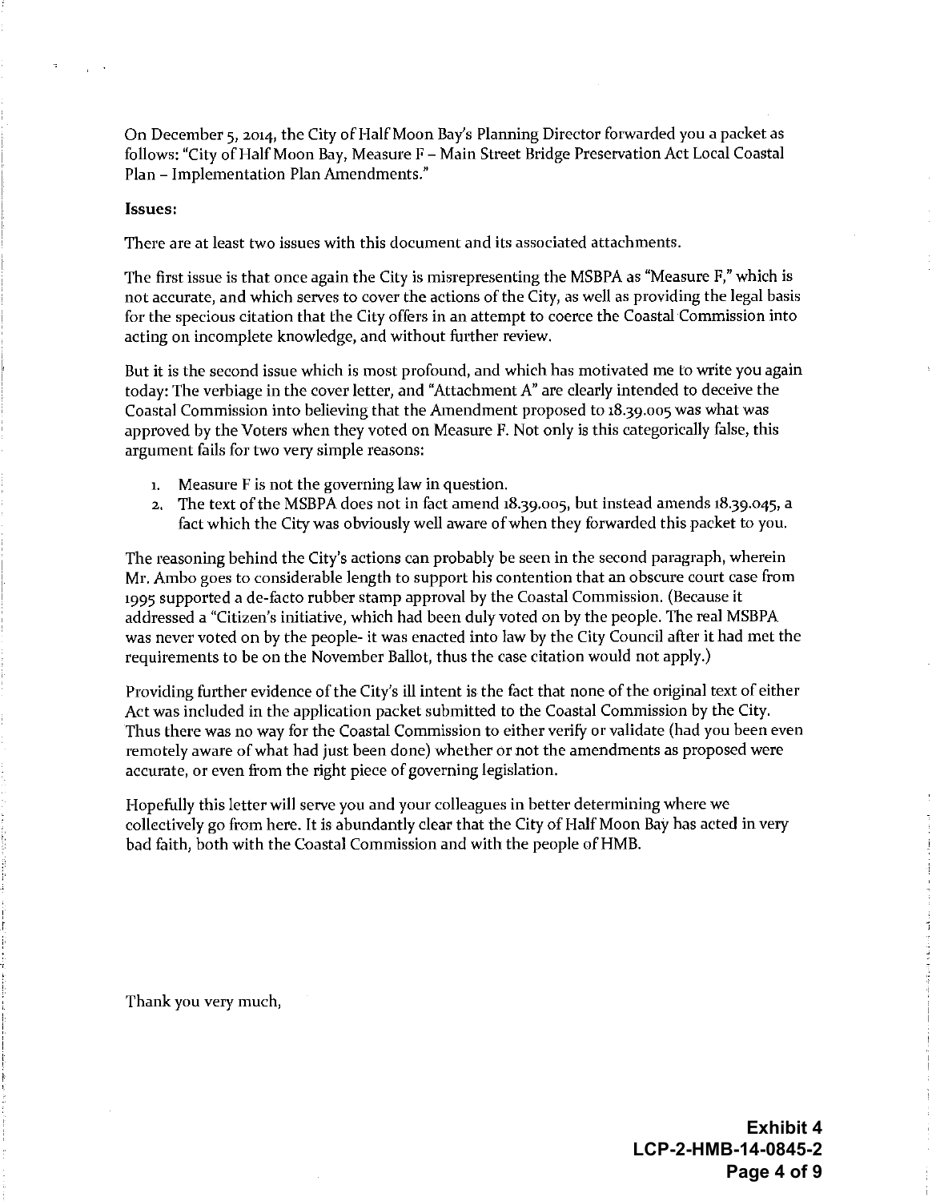On December 5, 2014, the City of Half Moon Bay's Planning Director forwarded you a packet as follows: "City of Half Moon Bay, Measure F – Main Street Bridge Preservation Act Local Coastal Plan – Implementation Plan Amendments."

**Issues:**

There are at least two issues with this document and its associated attachments.

The first issue is that once again the City is misrepresenting the MSBPA as "Measure F," which is not accurate, and which serves to cover the actions of the City, as well as providing the legal basis for the specious citation that the City offers in an attempt to coerce the Coastal Commission into acting on incomplete knowledge, and without further review.

But it is the second issue which is most profound, and which has motivated me to write you again today: The verbiage in the cover letter, and "Attachment A" are clearly intended to deceive the Coastal Commission into believing that the Amendment proposed to 18.39.005 was what was approved by the Voters when they voted on Measure F. Not only is this categorically false, this argument fails for two very simple reasons:

1. Measure F is not the governing law in question.
2. The text of the MSBPA does not in fact amend 18.39.005, but instead amends 18.39.045, a fact which the City was obviously well aware of when they forwarded this packet to you.

The reasoning behind the City's actions can probably be seen in the second paragraph, wherein Mr. Ambo goes to considerable length to support his contention that an obscure court case from 1995 supported a de-facto rubber stamp approval by the Coastal Commission. (Because it addressed a "Citizen's initiative, which had been duly voted on by the people. The real MSBPA was never voted on by the people- it was enacted into law by the City Council after it had met the requirements to be on the November Ballot, thus the case citation would not apply.)

Providing further evidence of the City's ill intent is the fact that none of the original text of either Act was included in the application packet submitted to the Coastal Commission by the City. Thus there was no way for the Coastal Commission to either verify or validate (had you been even remotely aware of what had just been done) whether or not the amendments as proposed were accurate, or even from the right piece of governing legislation.

Hopefully this letter will serve you and your colleagues in better determining where we collectively go from here. It is abundantly clear that the City of Half Moon Bay has acted in very bad faith, both with the Coastal Commission and with the people of HMB.

Thank you very much,

**Exhibit 4**
**LCP-2-HMB-14-0845-2**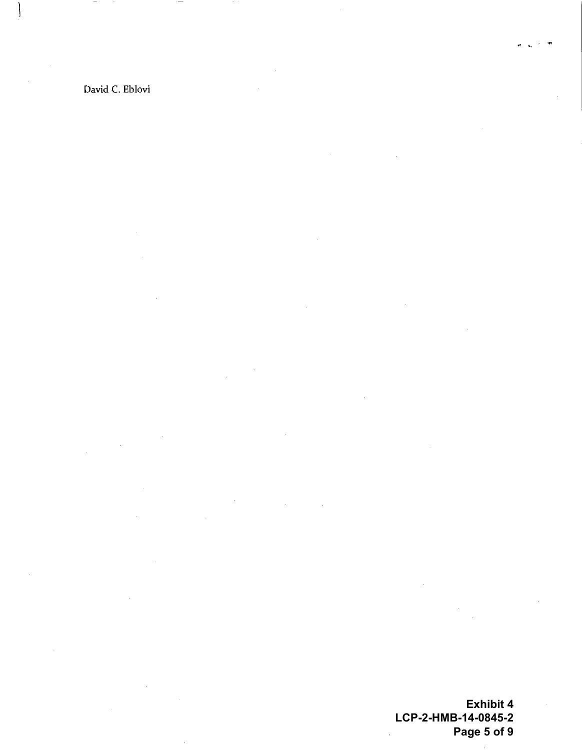David C. Eblovi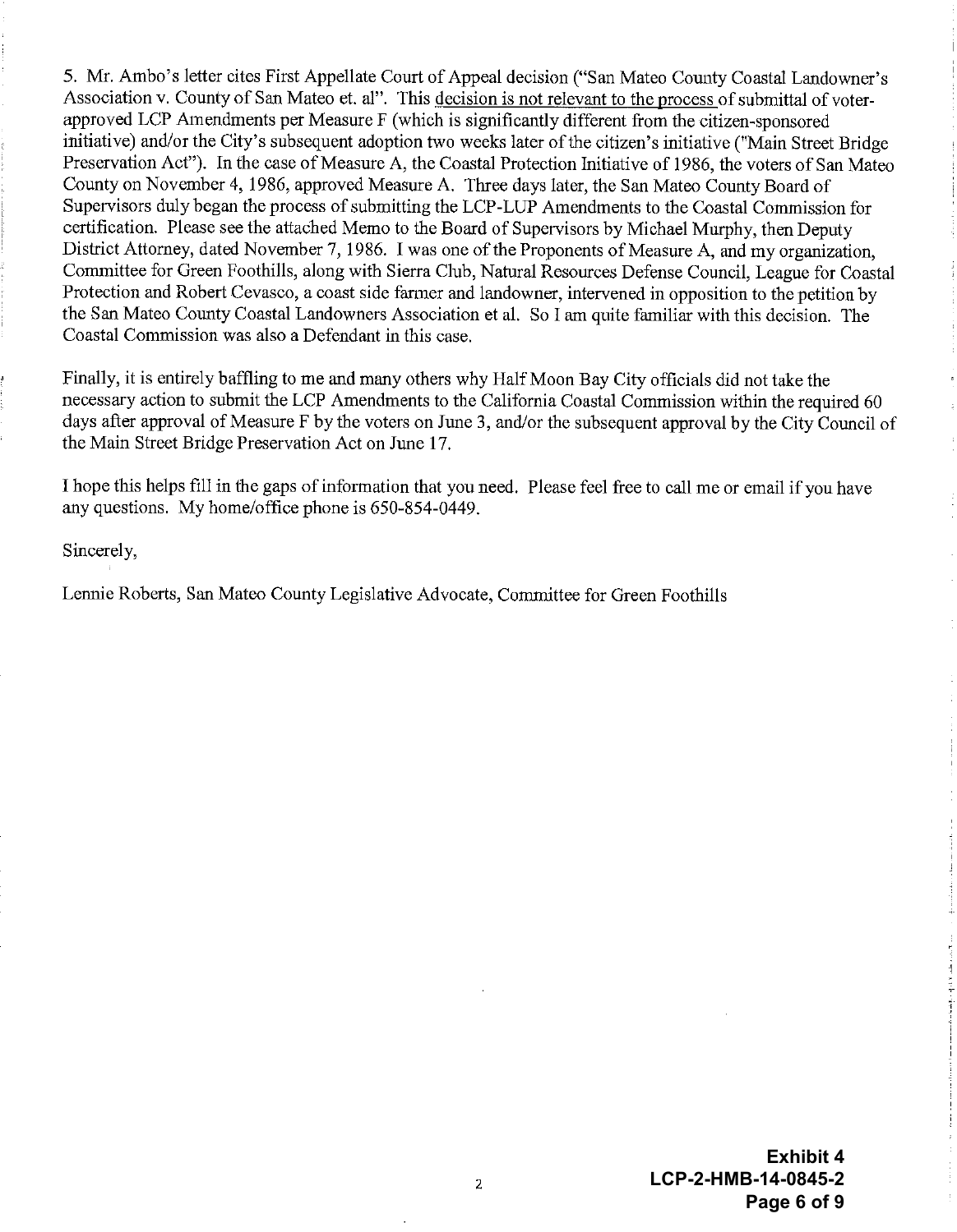5. Mr. Ambo's letter cites First Appellate Court of Appeal decision ("San Mateo County Coastal Landowner's Association v. County of San Mateo et. al". This decision is not relevant to the process of submittal of voter-approved LCP Amendments per Measure F (which is significantly different from the citizen-sponsored initiative) and/or the City's subsequent adoption two weeks later of the citizen's initiative ("Main Street Bridge Preservation Act"). In the case of Measure A, the Coastal Protection Initiative of 1986, the voters of San Mateo County on November 4, 1986, approved Measure A. Three days later, the San Mateo County Board of Supervisors duly began the process of submitting the LCP-LUP Amendments to the Coastal Commission for certification. Please see the attached Memo to the Board of Supervisors by Michael Murphy, then Deputy District Attorney, dated November 7, 1986. I was one of the Proponents of Measure A, and my organization, Committee for Green Foothills, along with Sierra Club, Natural Resources Defense Council, League for Coastal Protection and Robert Cevasco, a coast side farmer and landowner, intervened in opposition to the petition by the San Mateo County Coastal Landowners Association et al. So I am quite familiar with this decision. The Coastal Commission was also a Defendant in this case.

Finally, it is entirely baffling to me and many others why Half Moon Bay City officials did not take the necessary action to submit the LCP Amendments to the California Coastal Commission within the required 60 days after approval of Measure F by the voters on June 3, and/or the subsequent approval by the City Council of the Main Street Bridge Preservation Act on June 17.

I hope this helps fill in the gaps of information that you need. Please feel free to call me or email if you have any questions. My home/office phone is 650-854-0449.

Sincerely,

Lennie Roberts, San Mateo County Legislative Advocate, Committee for Green Foothills

**Exhibit 4**
**LCP-2-HMB-14-0845-2**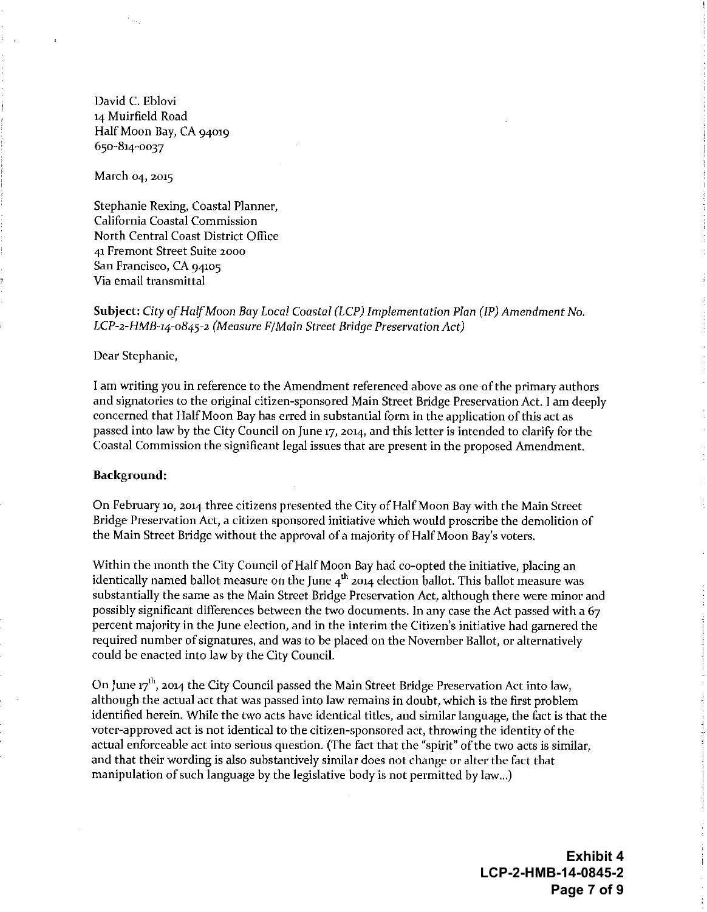David C. Eblovi
14 Muirfield Road
Half Moon Bay, CA 94019
650-814-0037

March 04, 2015

Stephanie Rexing, Coastal Planner,
California Coastal Commission
North Central Coast District Office
41 Fremont Street Suite 2000
San Francisco, CA 94105
Via email transmittal

**Subject:** *City of Half Moon Bay Local Coastal (LCP) Implementation Plan (IP) Amendment No. LCP-2-HMB-14-0845-2 (Measure F/Main Street Bridge Preservation Act)*

Dear Stephanie,

I am writing you in reference to the Amendment referenced above as one of the primary authors and signatories to the original citizen-sponsored Main Street Bridge Preservation Act. I am deeply concerned that Half Moon Bay has erred in substantial form in the application of this act as passed into law by the City Council on June 17, 2014, and this letter is intended to clarify for the Coastal Commission the significant legal issues that are present in the proposed Amendment.

**Background:**

On February 10, 2014 three citizens presented the City of Half Moon Bay with the Main Street Bridge Preservation Act, a citizen sponsored initiative which would proscribe the demolition of the Main Street Bridge without the approval of a majority of Half Moon Bay's voters.

Within the month the City Council of Half Moon Bay had co-opted the initiative, placing an identically named ballot measure on the June 4th 2014 election ballot. This ballot measure was substantially the same as the Main Street Bridge Preservation Act, although there were minor and possibly significant differences between the two documents. In any case the Act passed with a 67 percent majority in the June election, and in the interim the Citizen's initiative had garnered the required number of signatures, and was to be placed on the November Ballot, or alternatively could be enacted into law by the City Council.

On June 17th, 2014 the City Council passed the Main Street Bridge Preservation Act into law, although the actual act that was passed into law remains in doubt, which is the first problem identified herein. While the two acts have identical titles, and similar language, the fact is that the voter-approved act is not identical to the citizen-sponsored act, throwing the identity of the actual enforceable act into serious question. (The fact that the "spirit" of the two acts is similar, and that their wording is also substantively similar does not change or alter the fact that manipulation of such language by the legislative body is not permitted by law...)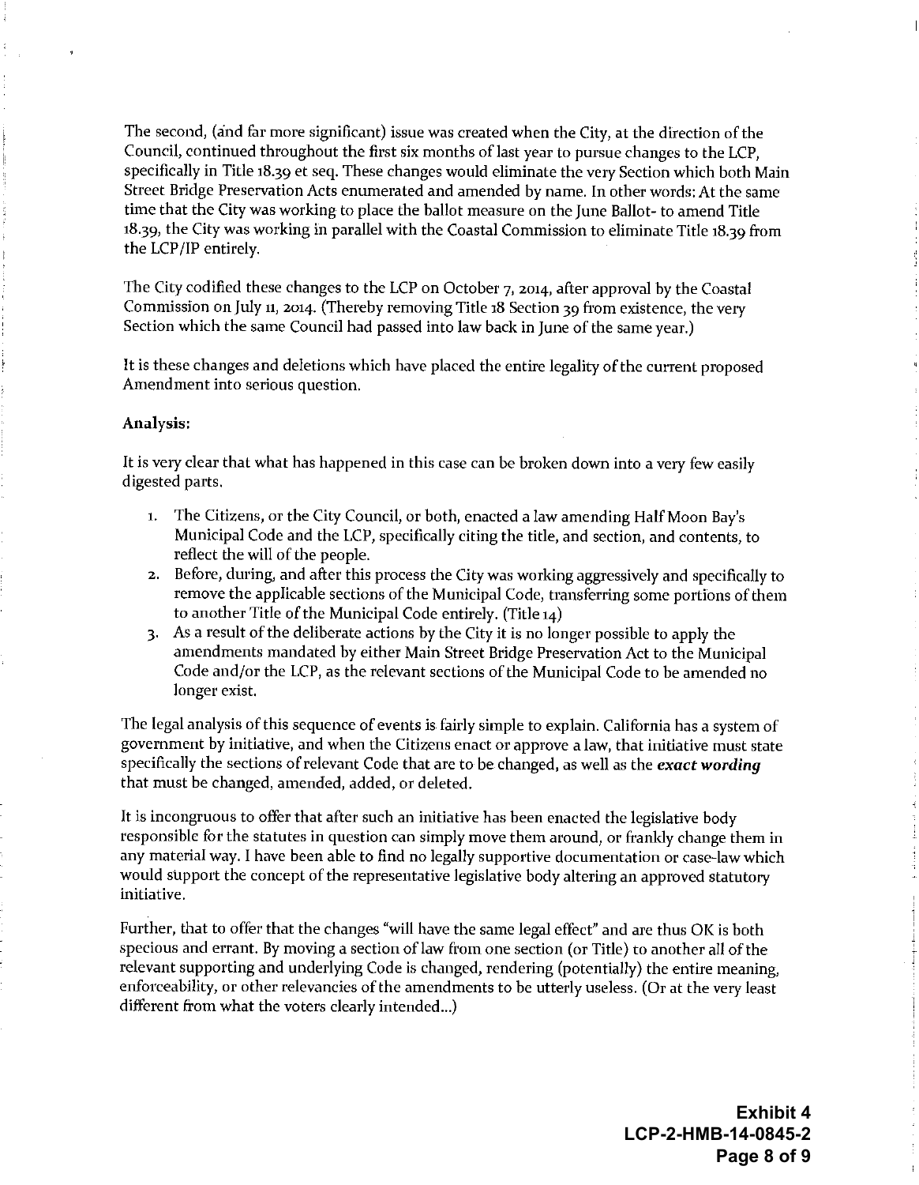The second, (and far more significant) issue was created when the City, at the direction of the Council, continued throughout the first six months of last year to pursue changes to the LCP, specifically in Title 18.39 et seq. These changes would eliminate the very Section which both Main Street Bridge Preservation Acts enumerated and amended by name. In other words: At the same time that the City was working to place the ballot measure on the June Ballot- to amend Title 18.39, the City was working in parallel with the Coastal Commission to eliminate Title 18.39 from the LCP/IP entirely.

The City codified these changes to the LCP on October 7, 2014, after approval by the Coastal Commission on July 11, 2014. (Thereby removing Title 18 Section 39 from existence, the very Section which the same Council had passed into law back in June of the same year.)

It is these changes and deletions which have placed the entire legality of the current proposed Amendment into serious question.

**Analysis:**

It is very clear that what has happened in this case can be broken down into a very few easily digested parts.

1. The Citizens, or the City Council, or both, enacted a law amending Half Moon Bay's Municipal Code and the LCP, specifically citing the title, and section, and contents, to reflect the will of the people.
2. Before, during, and after this process the City was working aggressively and specifically to remove the applicable sections of the Municipal Code, transferring some portions of them to another Title of the Municipal Code entirely. (Title 14)
3. As a result of the deliberate actions by the City it is no longer possible to apply the amendments mandated by either Main Street Bridge Preservation Act to the Municipal Code and/or the LCP, as the relevant sections of the Municipal Code to be amended no longer exist.

The legal analysis of this sequence of events is fairly simple to explain. California has a system of government by initiative, and when the Citizens enact or approve a law, that initiative must state specifically the sections of relevant Code that are to be changed, as well as the ***exact wording*** that must be changed, amended, added, or deleted.

It is incongruous to offer that after such an initiative has been enacted the legislative body responsible for the statutes in question can simply move them around, or frankly change them in any material way. I have been able to find no legally supportive documentation or case-law which would support the concept of the representative legislative body altering an approved statutory initiative.

Further, that to offer that the changes "will have the same legal effect" and are thus OK is both specious and errant. By moving a section of law from one section (or Title) to another all of the relevant supporting and underlying Code is changed, rendering (potentially) the entire meaning, enforceability, or other relevancies of the amendments to be utterly useless. (Or at the very least different from what the voters clearly intended...)

**Exhibit 4**
**LCP-2-HMB-14-0845-2**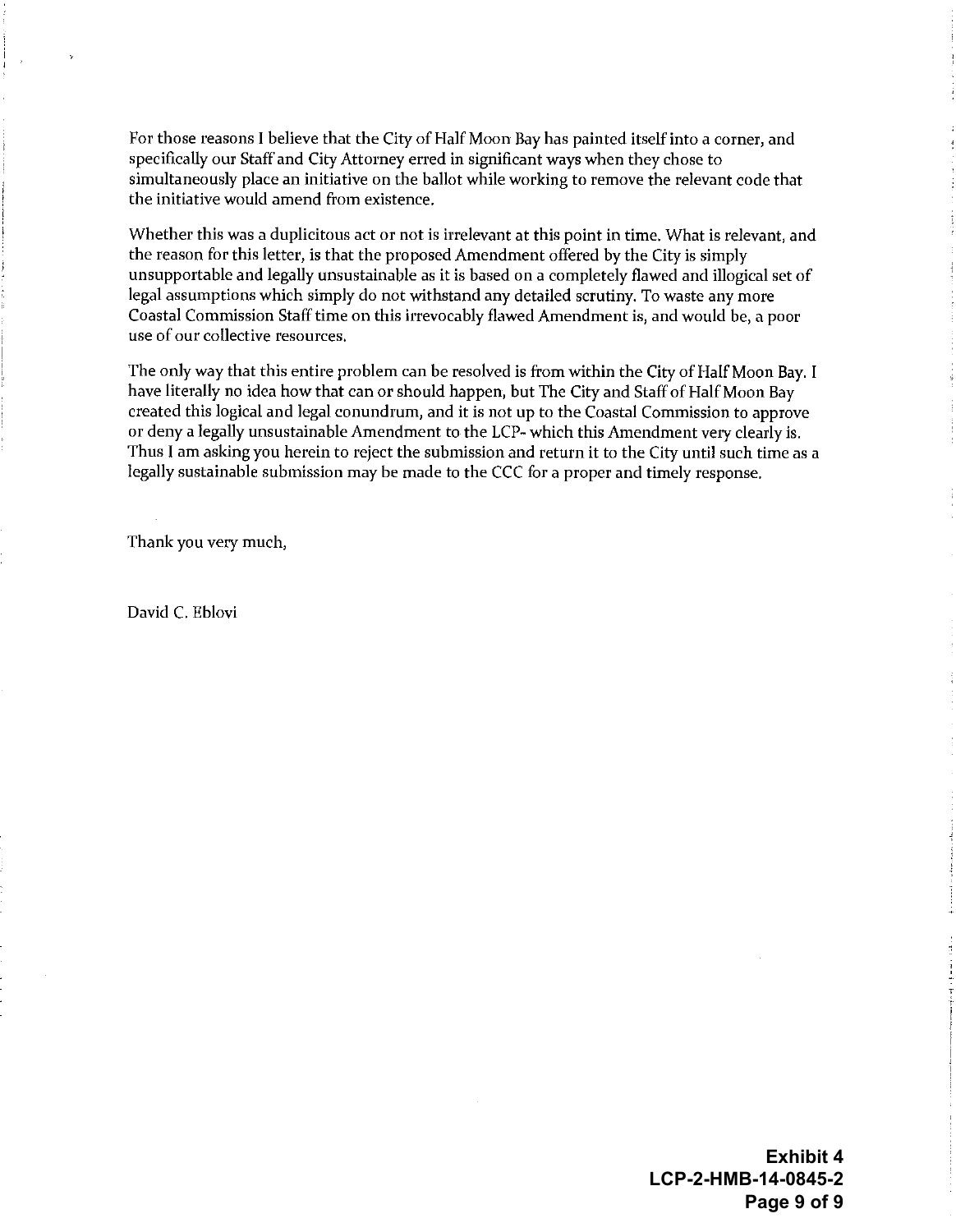For those reasons I believe that the City of Half Moon Bay has painted itself into a corner, and specifically our Staff and City Attorney erred in significant ways when they chose to simultaneously place an initiative on the ballot while working to remove the relevant code that the initiative would amend from existence.

Whether this was a duplicitous act or not is irrelevant at this point in time. What is relevant, and the reason for this letter, is that the proposed Amendment offered by the City is simply unsupportable and legally unsustainable as it is based on a completely flawed and illogical set of legal assumptions which simply do not withstand any detailed scrutiny. To waste any more Coastal Commission Staff time on this irrevocably flawed Amendment is, and would be, a poor use of our collective resources.

The only way that this entire problem can be resolved is from within the City of Half Moon Bay. I have literally no idea how that can or should happen, but The City and Staff of Half Moon Bay created this logical and legal conundrum, and it is not up to the Coastal Commission to approve or deny a legally unsustainable Amendment to the LCP- which this Amendment very clearly is. Thus I am asking you herein to reject the submission and return it to the City until such time as a legally sustainable submission may be made to the CCC for a proper and timely response.

Thank you very much,

David C. Eblovi

**Exhibit 4**
**LCP-2-HMB-14-0845-2**